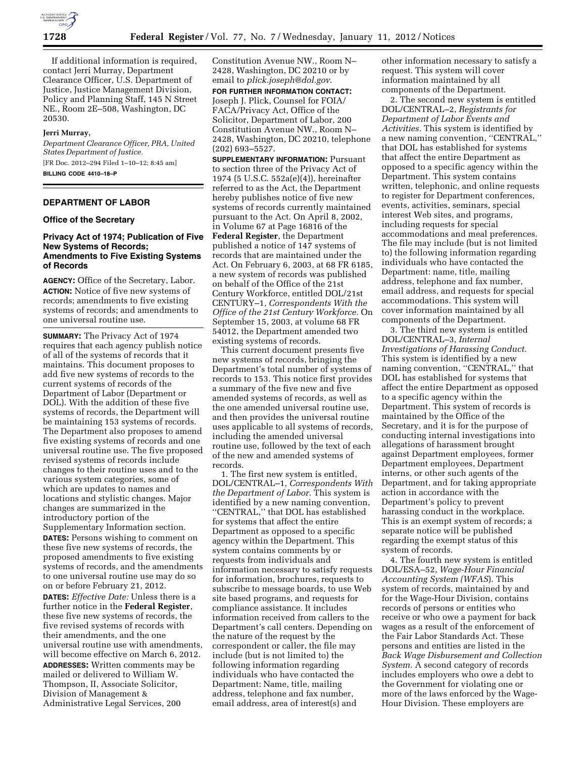If additional information is required, contact Jerri Murray, Department Clearance Officer, U.S. Department of Justice, Justice Management Division, Policy and Planning Staff, 145 N Street NE., Room 2E–508, Washington, DC 20530.

**Jerri Murray,**

*Department Clearance Officer, PRA, United States Department of Justice.*

[FR Doc. 2012–294 Filed 1–10–12; 8:45 am]

**BILLING CODE 4410–18–P**

## DEPARTMENT OF LABOR

### Office of the Secretary

### Privacy Act of 1974; Publication of Five New Systems of Records; Amendments to Five Existing Systems of Records

**AGENCY:** Office of the Secretary, Labor.

**ACTION:** Notice of five new systems of records; amendments to five existing systems of records; and amendments to one universal routine use.

**SUMMARY:** The Privacy Act of 1974 requires that each agency publish notice of all of the systems of records that it maintains. This document proposes to add five new systems of records to the current systems of records of the Department of Labor (Department or DOL). With the addition of these five systems of records, the Department will be maintaining 153 systems of records. The Department also proposes to amend five existing systems of records and one universal routine use. The five proposed revised systems of records include changes to their routine uses and to the various system categories, some of which are updates to names and locations and stylistic changes. Major changes are summarized in the introductory portion of the Supplementary Information section.

**DATES:** Persons wishing to comment on these five new systems of records, the proposed amendments to five existing systems of records, and the amendments to one universal routine use may do so on or before February 21, 2012.

**DATES:** *Effective Date:* Unless there is a further notice in the **Federal Register**, these five new systems of records, the five revised systems of records with their amendments, and the one universal routine use with amendments, will become effective on March 6, 2012.

**ADDRESSES:** Written comments may be mailed or delivered to William W. Thompson, II, Associate Solicitor, Division of Management & Administrative Legal Services, 200 Constitution Avenue NW., Room N–2428, Washington, DC 20210 or by email to *plick.joseph@dol.gov.*

**FOR FURTHER INFORMATION CONTACT:** Joseph J. Plick, Counsel for FOIA/FACA/Privacy Act, Office of the Solicitor, Department of Labor, 200 Constitution Avenue NW., Room N–2428, Washington, DC 20210, telephone (202) 693–5527.

**SUPPLEMENTARY INFORMATION:** Pursuant to section three of the Privacy Act of 1974 (5 U.S.C. 552a(e)(4)), hereinafter referred to as the Act, the Department hereby publishes notice of five new systems of records currently maintained pursuant to the Act. On April 8, 2002, in Volume 67 at Page 16816 of the **Federal Register**, the Department published a notice of 147 systems of records that are maintained under the Act. On February 6, 2003, at 68 FR 6185, a new system of records was published on behalf of the Office of the 21st Century Workforce, entitled DOL/21st CENTURY–1, *Correspondents With the Office of the 21st Century Workforce.* On September 15, 2003, at volume 68 FR 54012, the Department amended two existing systems of records.

This current document presents five new systems of records, bringing the Department's total number of systems of records to 153. This notice first provides a summary of the five new and five amended systems of records, as well as the one amended universal routine use, and then provides the universal routine uses applicable to all systems of records, including the amended universal routine use, followed by the text of each of the new and amended systems of records.

1. The first new system is entitled, DOL/CENTRAL–1, *Correspondents With the Department of Labor.* This system is identified by a new naming convention, ''CENTRAL,'' that DOL has established for systems that affect the entire Department as opposed to a specific agency within the Department. This system contains comments by or requests from individuals and information necessary to satisfy requests for information, brochures, requests to subscribe to message boards, to use Web site based programs, and requests for compliance assistance. It includes information received from callers to the Department's call centers. Depending on the nature of the request by the correspondent or caller, the file may include (but is not limited to) the following information regarding individuals who have contacted the Department: Name, title, mailing address, telephone and fax number, email address, area of interest(s) and other information necessary to satisfy a request. This system will cover information maintained by all components of the Department.

2. The second new system is entitled DOL/CENTRAL–2, *Registrants for Department of Labor Events and Activities.* This system is identified by a new naming convention, ''CENTRAL,'' that DOL has established for systems that affect the entire Department as opposed to a specific agency within the Department. This system contains written, telephonic, and online requests to register for Department conferences, events, activities, seminars, special interest Web sites, and programs, including requests for special accommodations and meal preferences. The file may include (but is not limited to) the following information regarding individuals who have contacted the Department: name, title, mailing address, telephone and fax number, email address, and requests for special accommodations. This system will cover information maintained by all components of the Department.

3. The third new system is entitled DOL/CENTRAL–3, *Internal Investigations of Harassing Conduct.* This system is identified by a new naming convention, ''CENTRAL,'' that DOL has established for systems that affect the entire Department as opposed to a specific agency within the Department. This system of records is maintained by the Office of the Secretary, and it is for the purpose of conducting internal investigations into allegations of harassment brought against Department employees, former Department employees, Department interns, or other such agents of the Department, and for taking appropriate action in accordance with the Department's policy to prevent harassing conduct in the workplace. This is an exempt system of records; a separate notice will be published regarding the exempt status of this system of records.

4. The fourth new system is entitled DOL/ESA–52, *Wage-Hour Financial Accounting System (WFAS*). This system of records, maintained by and for the Wage-Hour Division, contains records of persons or entities who receive or who owe a payment for back wages as a result of the enforcement of the Fair Labor Standards Act. These persons and entities are listed in the *Back Wage Disbursement and Collection System.* A second category of records includes employers who owe a debt to the Government for violating one or more of the laws enforced by the Wage-Hour Division. These employers are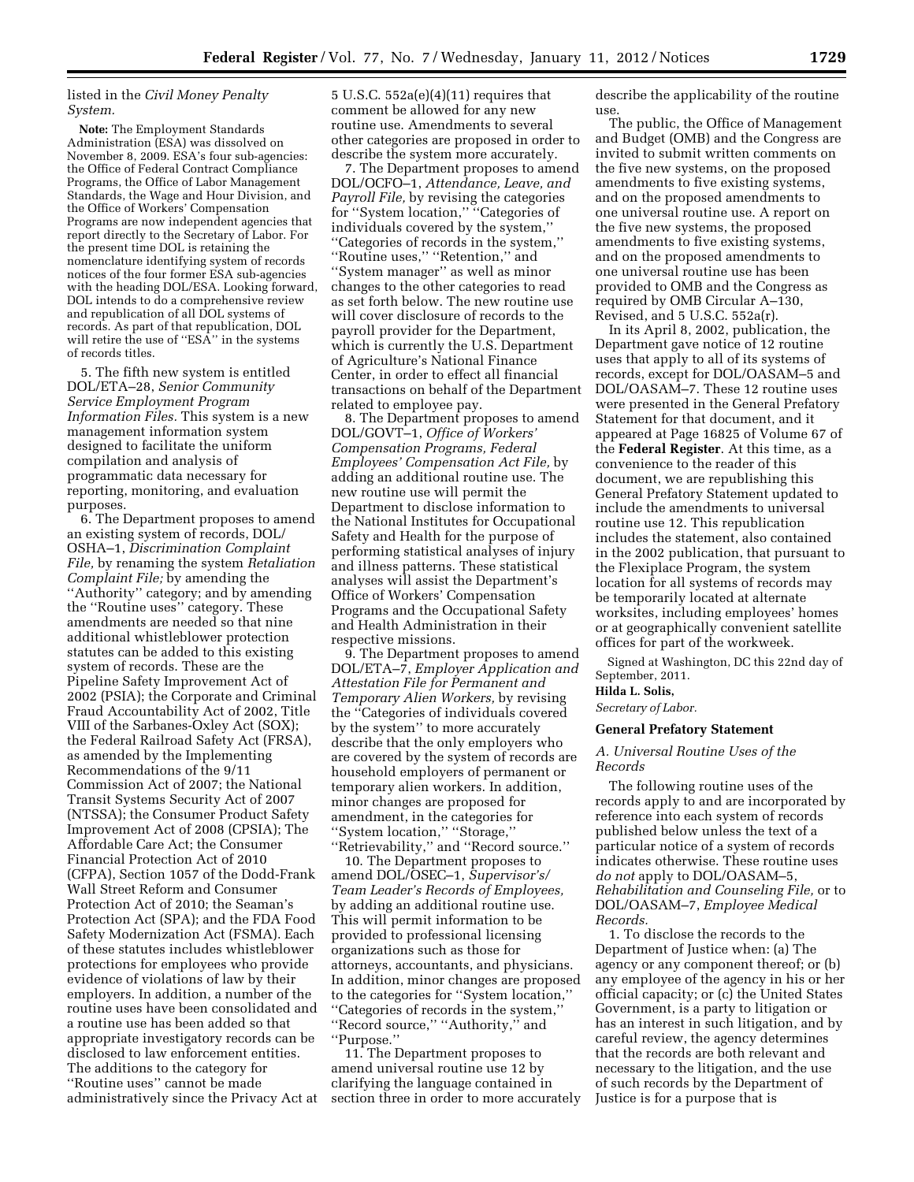listed in the *Civil Money Penalty System.*

**Note:** The Employment Standards Administration (ESA) was dissolved on November 8, 2009. ESA's four sub-agencies: the Office of Federal Contract Compliance Programs, the Office of Labor Management Standards, the Wage and Hour Division, and the Office of Workers' Compensation Programs are now independent agencies that report directly to the Secretary of Labor. For the present time DOL is retaining the nomenclature identifying system of records notices of the four former ESA sub-agencies with the heading DOL/ESA. Looking forward, DOL intends to do a comprehensive review and republication of all DOL systems of records. As part of that republication, DOL will retire the use of ''ESA'' in the systems of records titles.

5. The fifth new system is entitled DOL/ETA–28, *Senior Community Service Employment Program Information Files.* This system is a new management information system designed to facilitate the uniform compilation and analysis of programmatic data necessary for reporting, monitoring, and evaluation purposes.

6. The Department proposes to amend an existing system of records, DOL/OSHA–1, *Discrimination Complaint File,* by renaming the system *Retaliation Complaint File;* by amending the ''Authority'' category; and by amending the ''Routine uses'' category. These amendments are needed so that nine additional whistleblower protection statutes can be added to this existing system of records. These are the Pipeline Safety Improvement Act of 2002 (PSIA); the Corporate and Criminal Fraud Accountability Act of 2002, Title VIII of the Sarbanes-Oxley Act (SOX); the Federal Railroad Safety Act (FRSA), as amended by the Implementing Recommendations of the 9/11 Commission Act of 2007; the National Transit Systems Security Act of 2007 (NTSSA); the Consumer Product Safety Improvement Act of 2008 (CPSIA); The Affordable Care Act; the Consumer Financial Protection Act of 2010 (CFPA), Section 1057 of the Dodd-Frank Wall Street Reform and Consumer Protection Act of 2010; the Seaman's Protection Act (SPA); and the FDA Food Safety Modernization Act (FSMA). Each of these statutes includes whistleblower protections for employees who provide evidence of violations of law by their employers. In addition, a number of the routine uses have been consolidated and a routine use has been added so that appropriate investigatory records can be disclosed to law enforcement entities. The additions to the category for ''Routine uses'' cannot be made administratively since the Privacy Act at 5 U.S.C. 552a(e)(4)(11) requires that comment be allowed for any new routine use. Amendments to several other categories are proposed in order to describe the system more accurately.

7. The Department proposes to amend DOL/OCFO–1, *Attendance, Leave, and Payroll File,* by revising the categories for ''System location,'' ''Categories of individuals covered by the system,'' ''Categories of records in the system,'' ''Routine uses,'' ''Retention,'' and ''System manager'' as well as minor changes to the other categories to read as set forth below. The new routine use will cover disclosure of records to the payroll provider for the Department, which is currently the U.S. Department of Agriculture's National Finance Center, in order to effect all financial transactions on behalf of the Department related to employee pay.

8. The Department proposes to amend DOL/GOVT–1, *Office of Workers' Compensation Programs, Federal Employees' Compensation Act File,* by adding an additional routine use. The new routine use will permit the Department to disclose information to the National Institutes for Occupational Safety and Health for the purpose of performing statistical analyses of injury and illness patterns. These statistical analyses will assist the Department's Office of Workers' Compensation Programs and the Occupational Safety and Health Administration in their respective missions.

9. The Department proposes to amend DOL/ETA–7, *Employer Application and Attestation File for Permanent and Temporary Alien Workers,* by revising the ''Categories of individuals covered by the system'' to more accurately describe that the only employers who are covered by the system of records are household employers of permanent or temporary alien workers. In addition, minor changes are proposed for amendment, in the categories for ''System location,'' ''Storage,'' ''Retrievability,'' and ''Record source.''

10. The Department proposes to amend DOL/OSEC–1, *Supervisor's/Team Leader's Records of Employees,* by adding an additional routine use. This will permit information to be provided to professional licensing organizations such as those for attorneys, accountants, and physicians. In addition, minor changes are proposed to the categories for ''System location,'' ''Categories of records in the system,'' ''Record source,'' ''Authority,'' and ''Purpose.''

11. The Department proposes to amend universal routine use 12 by clarifying the language contained in section three in order to more accurately describe the applicability of the routine use.

The public, the Office of Management and Budget (OMB) and the Congress are invited to submit written comments on the five new systems, on the proposed amendments to five existing systems, and on the proposed amendments to one universal routine use. A report on the five new systems, the proposed amendments to five existing systems, and on the proposed amendments to one universal routine use has been provided to OMB and the Congress as required by OMB Circular A–130, Revised, and 5 U.S.C. 552a(r).

In its April 8, 2002, publication, the Department gave notice of 12 routine uses that apply to all of its systems of records, except for DOL/OASAM–5 and DOL/OASAM–7. These 12 routine uses were presented in the General Prefatory Statement for that document, and it appeared at Page 16825 of Volume 67 of the **Federal Register**. At this time, as a convenience to the reader of this document, we are republishing this General Prefatory Statement updated to include the amendments to universal routine use 12. This republication includes the statement, also contained in the 2002 publication, that pursuant to the Flexiplace Program, the system location for all systems of records may be temporarily located at alternate worksites, including employees' homes or at geographically convenient satellite offices for part of the workweek.

Signed at Washington, DC this 22nd day of September, 2011.

**Hilda L. Solis,**

*Secretary of Labor.*

## General Prefatory Statement

### *A. Universal Routine Uses of the Records*

The following routine uses of the records apply to and are incorporated by reference into each system of records published below unless the text of a particular notice of a system of records indicates otherwise. These routine uses *do not* apply to DOL/OASAM–5, *Rehabilitation and Counseling File,* or to DOL/OASAM–7, *Employee Medical Records.*

1. To disclose the records to the Department of Justice when: (a) The agency or any component thereof; or (b) any employee of the agency in his or her official capacity; or (c) the United States Government, is a party to litigation or has an interest in such litigation, and by careful review, the agency determines that the records are both relevant and necessary to the litigation, and the use of such records by the Department of Justice is for a purpose that is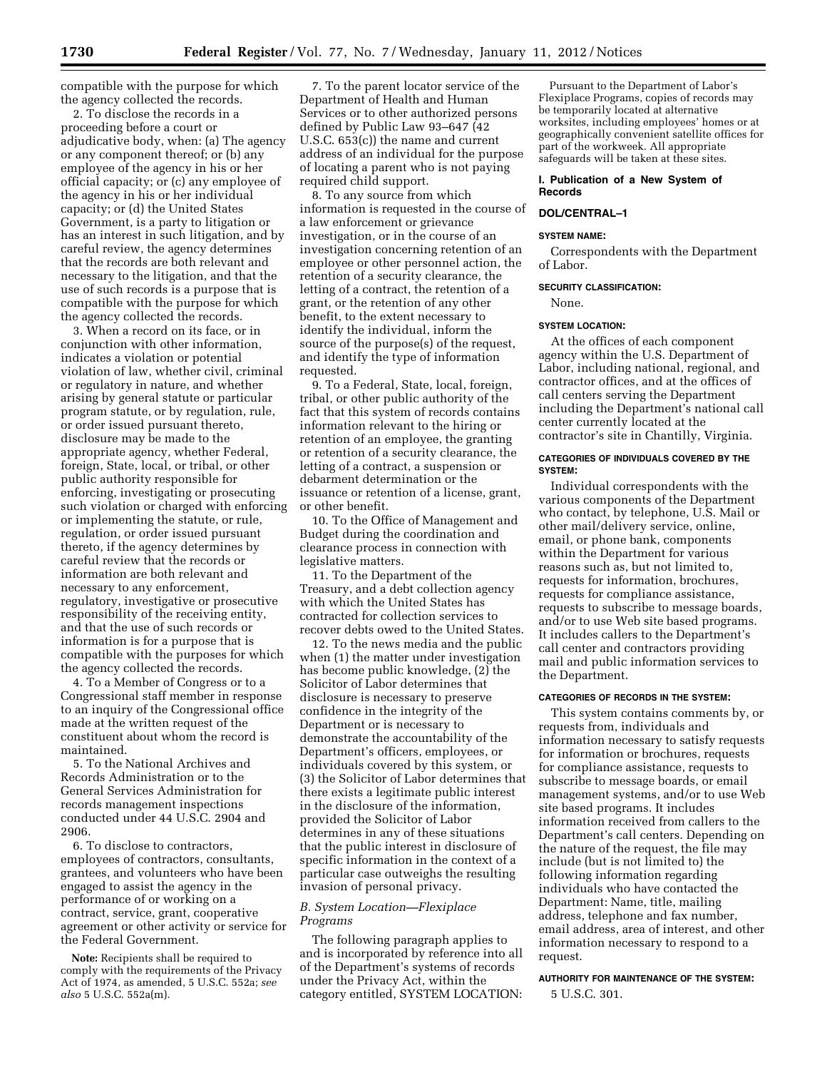compatible with the purpose for which the agency collected the records.

2. To disclose the records in a proceeding before a court or adjudicative body, when: (a) The agency or any component thereof; or (b) any employee of the agency in his or her official capacity; or (c) any employee of the agency in his or her individual capacity; or (d) the United States Government, is a party to litigation or has an interest in such litigation, and by careful review, the agency determines that the records are both relevant and necessary to the litigation, and that the use of such records is a purpose that is compatible with the purpose for which the agency collected the records.

3. When a record on its face, or in conjunction with other information, indicates a violation or potential violation of law, whether civil, criminal or regulatory in nature, and whether arising by general statute or particular program statute, or by regulation, rule, or order issued pursuant thereto, disclosure may be made to the appropriate agency, whether Federal, foreign, State, local, or tribal, or other public authority responsible for enforcing, investigating or prosecuting such violation or charged with enforcing or implementing the statute, or rule, regulation, or order issued pursuant thereto, if the agency determines by careful review that the records or information are both relevant and necessary to any enforcement, regulatory, investigative or prosecutive responsibility of the receiving entity, and that the use of such records or information is for a purpose that is compatible with the purposes for which the agency collected the records.

4. To a Member of Congress or to a Congressional staff member in response to an inquiry of the Congressional office made at the written request of the constituent about whom the record is maintained.

5. To the National Archives and Records Administration or to the General Services Administration for records management inspections conducted under 44 U.S.C. 2904 and 2906.

6. To disclose to contractors, employees of contractors, consultants, grantees, and volunteers who have been engaged to assist the agency in the performance of or working on a contract, service, grant, cooperative agreement or other activity or service for the Federal Government.

**Note:** Recipients shall be required to comply with the requirements of the Privacy Act of 1974, as amended, 5 U.S.C. 552a; *see also* 5 U.S.C. 552a(m).

7. To the parent locator service of the Department of Health and Human Services or to other authorized persons defined by Public Law 93–647 (42 U.S.C. 653(c)) the name and current address of an individual for the purpose of locating a parent who is not paying required child support.

8. To any source from which information is requested in the course of a law enforcement or grievance investigation, or in the course of an investigation concerning retention of an employee or other personnel action, the retention of a security clearance, the letting of a contract, the retention of a grant, or the retention of any other benefit, to the extent necessary to identify the individual, inform the source of the purpose(s) of the request, and identify the type of information requested.

9. To a Federal, State, local, foreign, tribal, or other public authority of the fact that this system of records contains information relevant to the hiring or retention of an employee, the granting or retention of a security clearance, the letting of a contract, a suspension or debarment determination or the issuance or retention of a license, grant, or other benefit.

10. To the Office of Management and Budget during the coordination and clearance process in connection with legislative matters.

11. To the Department of the Treasury, and a debt collection agency with which the United States has contracted for collection services to recover debts owed to the United States.

12. To the news media and the public when (1) the matter under investigation has become public knowledge, (2) the Solicitor of Labor determines that disclosure is necessary to preserve confidence in the integrity of the Department or is necessary to demonstrate the accountability of the Department's officers, employees, or individuals covered by this system, or (3) the Solicitor of Labor determines that there exists a legitimate public interest in the disclosure of the information, provided the Solicitor of Labor determines in any of these situations that the public interest in disclosure of specific information in the context of a particular case outweighs the resulting invasion of personal privacy.

### *B. System Location—Flexiplace Programs*

The following paragraph applies to and is incorporated by reference into all of the Department's systems of records under the Privacy Act, within the category entitled, SYSTEM LOCATION:

Pursuant to the Department of Labor's Flexiplace Programs, copies of records may be temporarily located at alternative worksites, including employees' homes or at geographically convenient satellite offices for part of the workweek. All appropriate safeguards will be taken at these sites.

## I. Publication of a New System of Records

### DOL/CENTRAL–1

#### SYSTEM NAME:

Correspondents with the Department of Labor.

#### SECURITY CLASSIFICATION:

None.

#### SYSTEM LOCATION:

At the offices of each component agency within the U.S. Department of Labor, including national, regional, and contractor offices, and at the offices of call centers serving the Department including the Department's national call center currently located at the contractor's site in Chantilly, Virginia.

#### CATEGORIES OF INDIVIDUALS COVERED BY THE SYSTEM:

Individual correspondents with the various components of the Department who contact, by telephone, U.S. Mail or other mail/delivery service, online, email, or phone bank, components within the Department for various reasons such as, but not limited to, requests for information, brochures, requests for compliance assistance, requests to subscribe to message boards, and/or to use Web site based programs. It includes callers to the Department's call center and contractors providing mail and public information services to the Department.

#### CATEGORIES OF RECORDS IN THE SYSTEM:

This system contains comments by, or requests from, individuals and information necessary to satisfy requests for information or brochures, requests for compliance assistance, requests to subscribe to message boards, or email management systems, and/or to use Web site based programs. It includes information received from callers to the Department's call centers. Depending on the nature of the request, the file may include (but is not limited to) the following information regarding individuals who have contacted the Department: Name, title, mailing address, telephone and fax number, email address, area of interest, and other information necessary to respond to a request.

#### AUTHORITY FOR MAINTENANCE OF THE SYSTEM:

5 U.S.C. 301.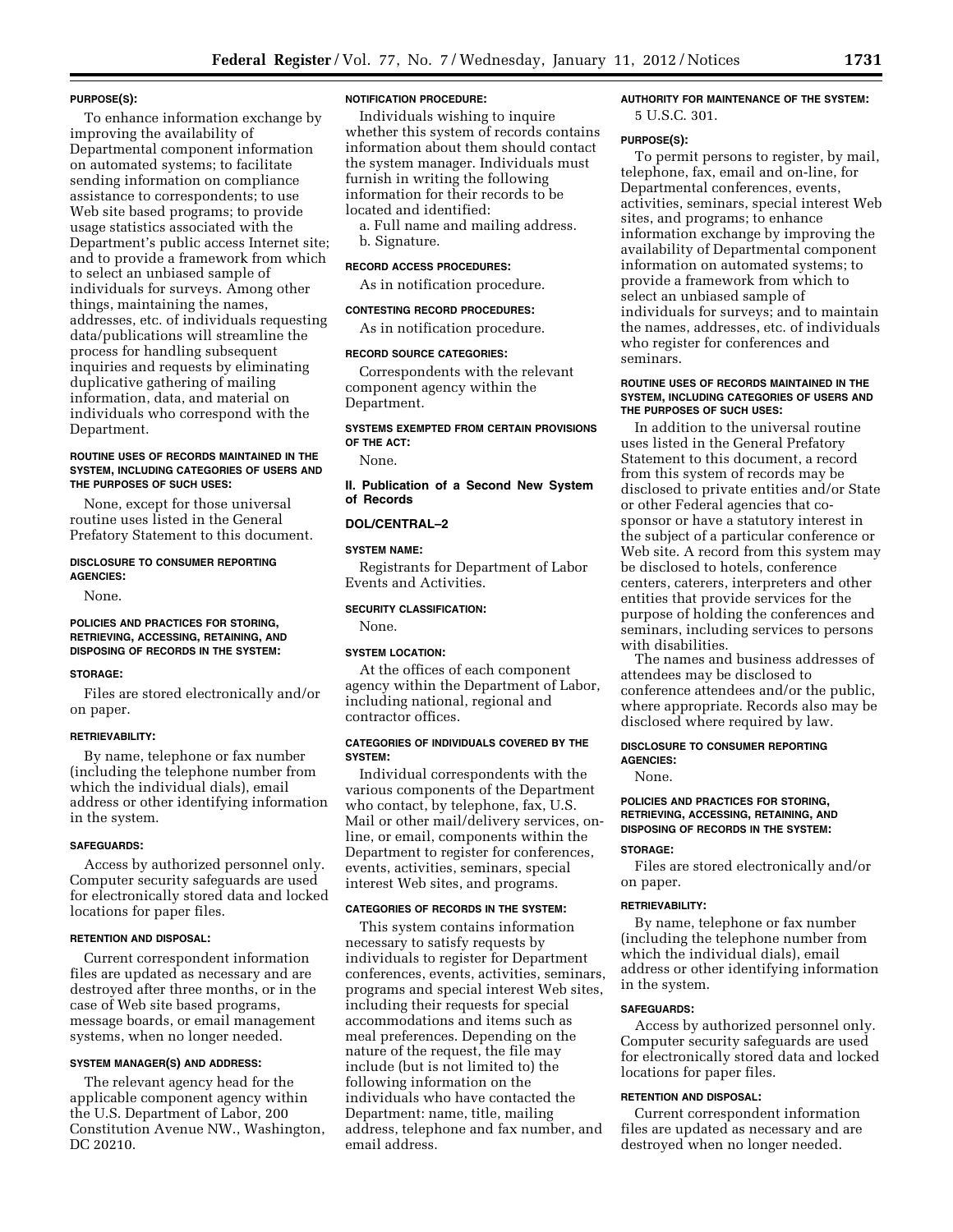**PURPOSE(S):**

To enhance information exchange by improving the availability of Departmental component information on automated systems; to facilitate sending information on compliance assistance to correspondents; to use Web site based programs; to provide usage statistics associated with the Department's public access Internet site; and to provide a framework from which to select an unbiased sample of individuals for surveys. Among other things, maintaining the names, addresses, etc. of individuals requesting data/publications will streamline the process for handling subsequent inquiries and requests by eliminating duplicative gathering of mailing information, data, and material on individuals who correspond with the Department.

**ROUTINE USES OF RECORDS MAINTAINED IN THE SYSTEM, INCLUDING CATEGORIES OF USERS AND THE PURPOSES OF SUCH USES:**

None, except for those universal routine uses listed in the General Prefatory Statement to this document.

**DISCLOSURE TO CONSUMER REPORTING AGENCIES:**

None.

**POLICIES AND PRACTICES FOR STORING, RETRIEVING, ACCESSING, RETAINING, AND DISPOSING OF RECORDS IN THE SYSTEM:**

**STORAGE:**

Files are stored electronically and/or on paper.

**RETRIEVABILITY:**

By name, telephone or fax number (including the telephone number from which the individual dials), email address or other identifying information in the system.

**SAFEGUARDS:**

Access by authorized personnel only. Computer security safeguards are used for electronically stored data and locked locations for paper files.

**RETENTION AND DISPOSAL:**

Current correspondent information files are updated as necessary and are destroyed after three months, or in the case of Web site based programs, message boards, or email management systems, when no longer needed.

**SYSTEM MANAGER(S) AND ADDRESS:**

The relevant agency head for the applicable component agency within the U.S. Department of Labor, 200 Constitution Avenue NW., Washington, DC 20210.

**NOTIFICATION PROCEDURE:**

Individuals wishing to inquire whether this system of records contains information about them should contact the system manager. Individuals must furnish in writing the following information for their records to be located and identified:

a. Full name and mailing address.
b. Signature.

**RECORD ACCESS PROCEDURES:**

As in notification procedure.

**CONTESTING RECORD PROCEDURES:**

As in notification procedure.

**RECORD SOURCE CATEGORIES:**

Correspondents with the relevant component agency within the Department.

**SYSTEMS EXEMPTED FROM CERTAIN PROVISIONS OF THE ACT:**

None.

## II. Publication of a Second New System of Records

### DOL/CENTRAL–2

**SYSTEM NAME:**

Registrants for Department of Labor Events and Activities.

**SECURITY CLASSIFICATION:**

None.

**SYSTEM LOCATION:**

At the offices of each component agency within the Department of Labor, including national, regional and contractor offices.

**CATEGORIES OF INDIVIDUALS COVERED BY THE SYSTEM:**

Individual correspondents with the various components of the Department who contact, by telephone, fax, U.S. Mail or other mail/delivery services, on-line, or email, components within the Department to register for conferences, events, activities, seminars, special interest Web sites, and programs.

**CATEGORIES OF RECORDS IN THE SYSTEM:**

This system contains information necessary to satisfy requests by individuals to register for Department conferences, events, activities, seminars, programs and special interest Web sites, including their requests for special accommodations and items such as meal preferences. Depending on the nature of the request, the file may include (but is not limited to) the following information on the individuals who have contacted the Department: name, title, mailing address, telephone and fax number, and email address.

**AUTHORITY FOR MAINTENANCE OF THE SYSTEM:**

5 U.S.C. 301.

**PURPOSE(S):**

To permit persons to register, by mail, telephone, fax, email and on-line, for Departmental conferences, events, activities, seminars, special interest Web sites, and programs; to enhance information exchange by improving the availability of Departmental component information on automated systems; to provide a framework from which to select an unbiased sample of individuals for surveys; and to maintain the names, addresses, etc. of individuals who register for conferences and seminars.

**ROUTINE USES OF RECORDS MAINTAINED IN THE SYSTEM, INCLUDING CATEGORIES OF USERS AND THE PURPOSES OF SUCH USES:**

In addition to the universal routine uses listed in the General Prefatory Statement to this document, a record from this system of records may be disclosed to private entities and/or State or other Federal agencies that co-sponsor or have a statutory interest in the subject of a particular conference or Web site. A record from this system may be disclosed to hotels, conference centers, caterers, interpreters and other entities that provide services for the purpose of holding the conferences and seminars, including services to persons with disabilities.

The names and business addresses of attendees may be disclosed to conference attendees and/or the public, where appropriate. Records also may be disclosed where required by law.

**DISCLOSURE TO CONSUMER REPORTING AGENCIES:**

None.

**POLICIES AND PRACTICES FOR STORING, RETRIEVING, ACCESSING, RETAINING, AND DISPOSING OF RECORDS IN THE SYSTEM:**

**STORAGE:**

Files are stored electronically and/or on paper.

**RETRIEVABILITY:**

By name, telephone or fax number (including the telephone number from which the individual dials), email address or other identifying information in the system.

**SAFEGUARDS:**

Access by authorized personnel only. Computer security safeguards are used for electronically stored data and locked locations for paper files.

**RETENTION AND DISPOSAL:**

Current correspondent information files are updated as necessary and are destroyed when no longer needed.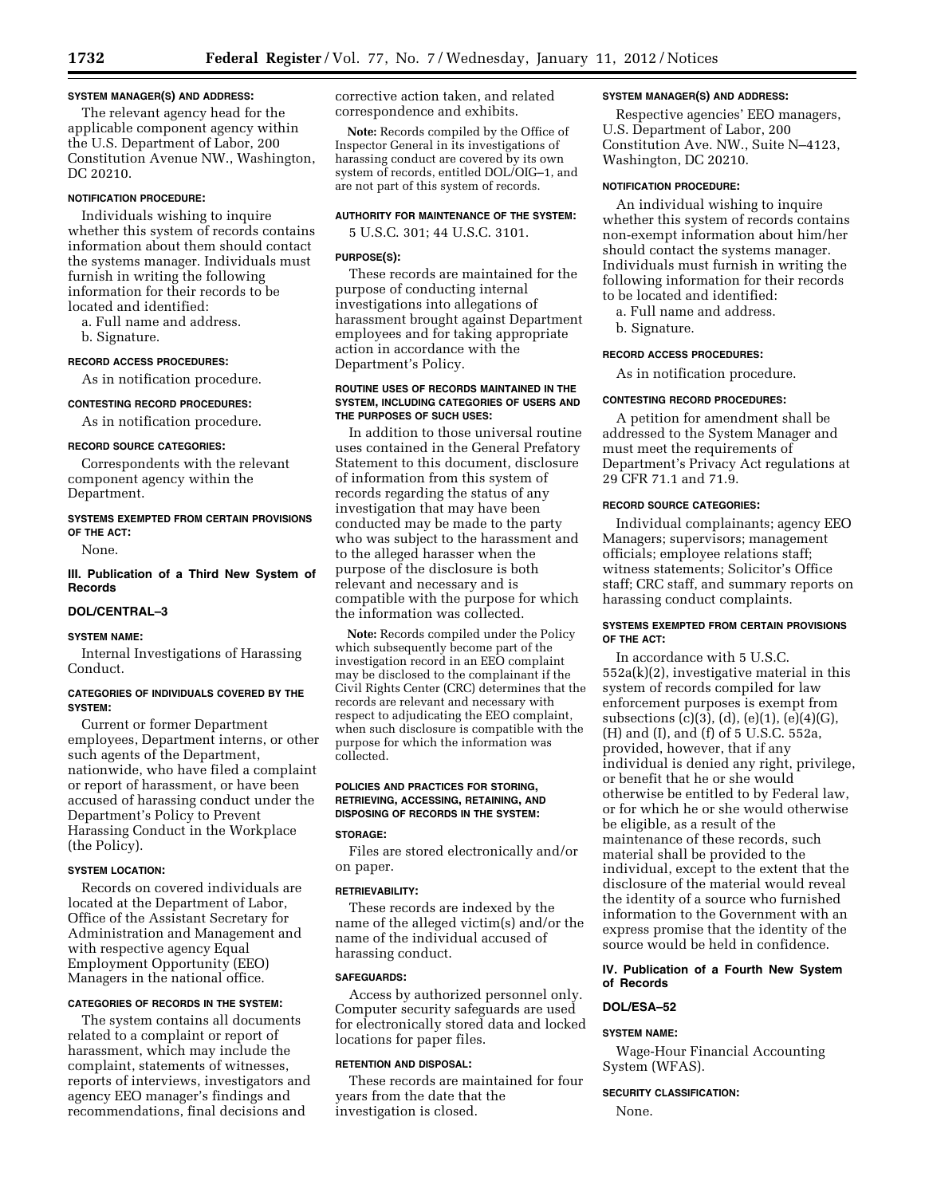**SYSTEM MANAGER(S) AND ADDRESS:**

The relevant agency head for the applicable component agency within the U.S. Department of Labor, 200 Constitution Avenue NW., Washington, DC 20210.

**NOTIFICATION PROCEDURE:**

Individuals wishing to inquire whether this system of records contains information about them should contact the systems manager. Individuals must furnish in writing the following information for their records to be located and identified:

a. Full name and address.

b. Signature.

**RECORD ACCESS PROCEDURES:**

As in notification procedure.

**CONTESTING RECORD PROCEDURES:**

As in notification procedure.

**RECORD SOURCE CATEGORIES:**

Correspondents with the relevant component agency within the Department.

**SYSTEMS EXEMPTED FROM CERTAIN PROVISIONS OF THE ACT:**

None.

## III. Publication of a Third New System of Records

### DOL/CENTRAL–3

**SYSTEM NAME:**

Internal Investigations of Harassing Conduct.

**CATEGORIES OF INDIVIDUALS COVERED BY THE SYSTEM:**

Current or former Department employees, Department interns, or other such agents of the Department, nationwide, who have filed a complaint or report of harassment, or have been accused of harassing conduct under the Department's Policy to Prevent Harassing Conduct in the Workplace (the Policy).

**SYSTEM LOCATION:**

Records on covered individuals are located at the Department of Labor, Office of the Assistant Secretary for Administration and Management and with respective agency Equal Employment Opportunity (EEO) Managers in the national office.

**CATEGORIES OF RECORDS IN THE SYSTEM:**

The system contains all documents related to a complaint or report of harassment, which may include the complaint, statements of witnesses, reports of interviews, investigators and agency EEO manager's findings and recommendations, final decisions and corrective action taken, and related correspondence and exhibits.

**Note:** Records compiled by the Office of Inspector General in its investigations of harassing conduct are covered by its own system of records, entitled DOL/OIG–1, and are not part of this system of records.

**AUTHORITY FOR MAINTENANCE OF THE SYSTEM:**

5 U.S.C. 301; 44 U.S.C. 3101.

**PURPOSE(S):**

These records are maintained for the purpose of conducting internal investigations into allegations of harassment brought against Department employees and for taking appropriate action in accordance with the Department's Policy.

**ROUTINE USES OF RECORDS MAINTAINED IN THE SYSTEM, INCLUDING CATEGORIES OF USERS AND THE PURPOSES OF SUCH USES:**

In addition to those universal routine uses contained in the General Prefatory Statement to this document, disclosure of information from this system of records regarding the status of any investigation that may have been conducted may be made to the party who was subject to the harassment and to the alleged harasser when the purpose of the disclosure is both relevant and necessary and is compatible with the purpose for which the information was collected.

**Note:** Records compiled under the Policy which subsequently become part of the investigation record in an EEO complaint may be disclosed to the complainant if the Civil Rights Center (CRC) determines that the records are relevant and necessary with respect to adjudicating the EEO complaint, when such disclosure is compatible with the purpose for which the information was collected.

**POLICIES AND PRACTICES FOR STORING, RETRIEVING, ACCESSING, RETAINING, AND DISPOSING OF RECORDS IN THE SYSTEM:**

**STORAGE:**

Files are stored electronically and/or on paper.

**RETRIEVABILITY:**

These records are indexed by the name of the alleged victim(s) and/or the name of the individual accused of harassing conduct.

**SAFEGUARDS:**

Access by authorized personnel only. Computer security safeguards are used for electronically stored data and locked locations for paper files.

**RETENTION AND DISPOSAL:**

These records are maintained for four years from the date that the investigation is closed.

**SYSTEM MANAGER(S) AND ADDRESS:**

Respective agencies' EEO managers, U.S. Department of Labor, 200 Constitution Ave. NW., Suite N–4123, Washington, DC 20210.

**NOTIFICATION PROCEDURE:**

An individual wishing to inquire whether this system of records contains non-exempt information about him/her should contact the systems manager. Individuals must furnish in writing the following information for their records to be located and identified:

a. Full name and address.

b. Signature.

**RECORD ACCESS PROCEDURES:**

As in notification procedure.

**CONTESTING RECORD PROCEDURES:**

A petition for amendment shall be addressed to the System Manager and must meet the requirements of Department's Privacy Act regulations at 29 CFR 71.1 and 71.9.

**RECORD SOURCE CATEGORIES:**

Individual complainants; agency EEO Managers; supervisors; management officials; employee relations staff; witness statements; Solicitor's Office staff; CRC staff, and summary reports on harassing conduct complaints.

**SYSTEMS EXEMPTED FROM CERTAIN PROVISIONS OF THE ACT:**

In accordance with 5 U.S.C. 552a(k)(2), investigative material in this system of records compiled for law enforcement purposes is exempt from subsections (c)(3), (d), (e)(1), (e)(4)(G), (H) and (I), and (f) of 5 U.S.C. 552a, provided, however, that if any individual is denied any right, privilege, or benefit that he or she would otherwise be entitled to by Federal law, or for which he or she would otherwise be eligible, as a result of the maintenance of these records, such material shall be provided to the individual, except to the extent that the disclosure of the material would reveal the identity of a source who furnished information to the Government with an express promise that the identity of the source would be held in confidence.

## IV. Publication of a Fourth New System of Records

### DOL/ESA–52

**SYSTEM NAME:**

Wage-Hour Financial Accounting System (WFAS).

**SECURITY CLASSIFICATION:**

None.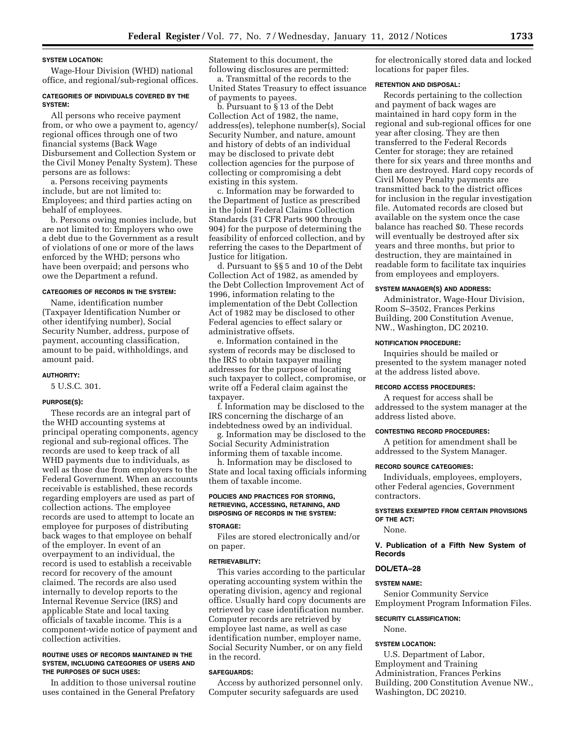#### SYSTEM LOCATION:

Wage-Hour Division (WHD) national office, and regional/sub-regional offices.

#### CATEGORIES OF INDIVIDUALS COVERED BY THE SYSTEM:

All persons who receive payment from, or who owe a payment to, agency/regional offices through one of two financial systems (Back Wage Disbursement and Collection System or the Civil Money Penalty System). These persons are as follows:

a. Persons receiving payments include, but are not limited to: Employees; and third parties acting on behalf of employees.

b. Persons owing monies include, but are not limited to: Employers who owe a debt due to the Government as a result of violations of one or more of the laws enforced by the WHD; persons who have been overpaid; and persons who owe the Department a refund.

#### CATEGORIES OF RECORDS IN THE SYSTEM:

Name, identification number (Taxpayer Identification Number or other identifying number), Social Security Number, address, purpose of payment, accounting classification, amount to be paid, withholdings, and amount paid.

#### AUTHORITY:

5 U.S.C. 301.

#### PURPOSE(S):

These records are an integral part of the WHD accounting systems at principal operating components, agency regional and sub-regional offices. The records are used to keep track of all WHD payments due to individuals, as well as those due from employers to the Federal Government. When an accounts receivable is established, these records regarding employers are used as part of collection actions. The employee records are used to attempt to locate an employee for purposes of distributing back wages to that employee on behalf of the employer. In event of an overpayment to an individual, the record is used to establish a receivable record for recovery of the amount claimed. The records are also used internally to develop reports to the Internal Revenue Service (IRS) and applicable State and local taxing officials of taxable income. This is a component-wide notice of payment and collection activities.

#### ROUTINE USES OF RECORDS MAINTAINED IN THE SYSTEM, INCLUDING CATEGORIES OF USERS AND THE PURPOSES OF SUCH USES:

In addition to those universal routine uses contained in the General Prefatory Statement to this document, the following disclosures are permitted:

a. Transmittal of the records to the United States Treasury to effect issuance of payments to payees.

b. Pursuant to § 13 of the Debt Collection Act of 1982, the name, address(es), telephone number(s), Social Security Number, and nature, amount and history of debts of an individual may be disclosed to private debt collection agencies for the purpose of collecting or compromising a debt existing in this system.

c. Information may be forwarded to the Department of Justice as prescribed in the Joint Federal Claims Collection Standards (31 CFR Parts 900 through 904) for the purpose of determining the feasibility of enforced collection, and by referring the cases to the Department of Justice for litigation.

d. Pursuant to §§ 5 and 10 of the Debt Collection Act of 1982, as amended by the Debt Collection Improvement Act of 1996, information relating to the implementation of the Debt Collection Act of 1982 may be disclosed to other Federal agencies to effect salary or administrative offsets.

e. Information contained in the system of records may be disclosed to the IRS to obtain taxpayer mailing addresses for the purpose of locating such taxpayer to collect, compromise, or write off a Federal claim against the taxpayer.

f. Information may be disclosed to the IRS concerning the discharge of an indebtedness owed by an individual.

g. Information may be disclosed to the Social Security Administration informing them of taxable income.

h. Information may be disclosed to State and local taxing officials informing them of taxable income.

#### POLICIES AND PRACTICES FOR STORING, RETRIEVING, ACCESSING, RETAINING, AND DISPOSING OF RECORDS IN THE SYSTEM:

#### STORAGE:

Files are stored electronically and/or on paper.

#### RETRIEVABILITY:

This varies according to the particular operating accounting system within the operating division, agency and regional office. Usually hard copy documents are retrieved by case identification number. Computer records are retrieved by employee last name, as well as case identification number, employer name, Social Security Number, or on any field in the record.

#### SAFEGUARDS:

Access by authorized personnel only. Computer security safeguards are used for electronically stored data and locked locations for paper files.

#### RETENTION AND DISPOSAL:

Records pertaining to the collection and payment of back wages are maintained in hard copy form in the regional and sub-regional offices for one year after closing. They are then transferred to the Federal Records Center for storage; they are retained there for six years and three months and then are destroyed. Hard copy records of Civil Money Penalty payments are transmitted back to the district offices for inclusion in the regular investigation file. Automated records are closed but available on the system once the case balance has reached $0. These records will eventually be destroyed after six years and three months, but prior to destruction, they are maintained in readable form to facilitate tax inquiries from employees and employers.

#### SYSTEM MANAGER(S) AND ADDRESS:

Administrator, Wage-Hour Division, Room S–3502, Frances Perkins Building, 200 Constitution Avenue, NW., Washington, DC 20210.

#### NOTIFICATION PROCEDURE:

Inquiries should be mailed or presented to the system manager noted at the address listed above.

#### RECORD ACCESS PROCEDURES:

A request for access shall be addressed to the system manager at the address listed above.

#### CONTESTING RECORD PROCEDURES:

A petition for amendment shall be addressed to the System Manager.

#### RECORD SOURCE CATEGORIES:

Individuals, employees, employers, other Federal agencies, Government contractors.

#### SYSTEMS EXEMPTED FROM CERTAIN PROVISIONS OF THE ACT:

None.

## V. Publication of a Fifth New System of Records

### DOL/ETA–28

#### SYSTEM NAME:

Senior Community Service Employment Program Information Files.

#### SECURITY CLASSIFICATION:

None.

#### SYSTEM LOCATION:

U.S. Department of Labor, Employment and Training Administration, Frances Perkins Building, 200 Constitution Avenue NW., Washington, DC 20210.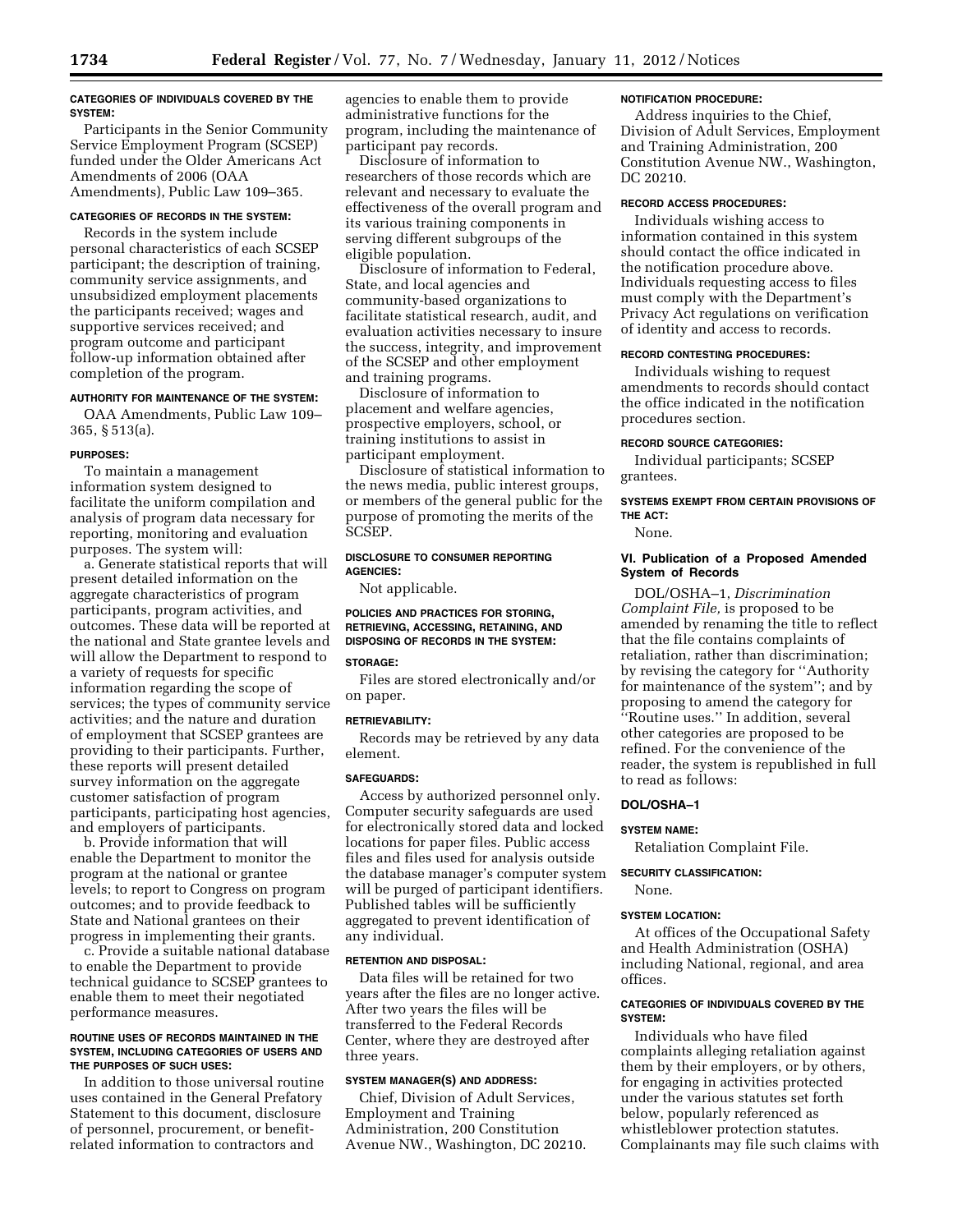**CATEGORIES OF INDIVIDUALS COVERED BY THE SYSTEM:**

Participants in the Senior Community Service Employment Program (SCSEP) funded under the Older Americans Act Amendments of 2006 (OAA Amendments), Public Law 109–365.

**CATEGORIES OF RECORDS IN THE SYSTEM:**

Records in the system include personal characteristics of each SCSEP participant; the description of training, community service assignments, and unsubsidized employment placements the participants received; wages and supportive services received; and program outcome and participant follow-up information obtained after completion of the program.

**AUTHORITY FOR MAINTENANCE OF THE SYSTEM:**

OAA Amendments, Public Law 109–365, § 513(a).

**PURPOSES:**

To maintain a management information system designed to facilitate the uniform compilation and analysis of program data necessary for reporting, monitoring and evaluation purposes. The system will:

a. Generate statistical reports that will present detailed information on the aggregate characteristics of program participants, program activities, and outcomes. These data will be reported at the national and State grantee levels and will allow the Department to respond to a variety of requests for specific information regarding the scope of services; the types of community service activities; and the nature and duration of employment that SCSEP grantees are providing to their participants. Further, these reports will present detailed survey information on the aggregate customer satisfaction of program participants, participating host agencies, and employers of participants.

b. Provide information that will enable the Department to monitor the program at the national or grantee levels; to report to Congress on program outcomes; and to provide feedback to State and National grantees on their progress in implementing their grants.

c. Provide a suitable national database to enable the Department to provide technical guidance to SCSEP grantees to enable them to meet their negotiated performance measures.

**ROUTINE USES OF RECORDS MAINTAINED IN THE SYSTEM, INCLUDING CATEGORIES OF USERS AND THE PURPOSES OF SUCH USES:**

In addition to those universal routine uses contained in the General Prefatory Statement to this document, disclosure of personnel, procurement, or benefit-related information to contractors and agencies to enable them to provide administrative functions for the program, including the maintenance of participant pay records.

Disclosure of information to researchers of those records which are relevant and necessary to evaluate the effectiveness of the overall program and its various training components in serving different subgroups of the eligible population.

Disclosure of information to Federal, State, and local agencies and community-based organizations to facilitate statistical research, audit, and evaluation activities necessary to insure the success, integrity, and improvement of the SCSEP and other employment and training programs.

Disclosure of information to placement and welfare agencies, prospective employers, school, or training institutions to assist in participant employment.

Disclosure of statistical information to the news media, public interest groups, or members of the general public for the purpose of promoting the merits of the SCSEP.

**DISCLOSURE TO CONSUMER REPORTING AGENCIES:**

Not applicable.

**POLICIES AND PRACTICES FOR STORING, RETRIEVING, ACCESSING, RETAINING, AND DISPOSING OF RECORDS IN THE SYSTEM:**

**STORAGE:**

Files are stored electronically and/or on paper.

**RETRIEVABILITY:**

Records may be retrieved by any data element.

**SAFEGUARDS:**

Access by authorized personnel only. Computer security safeguards are used for electronically stored data and locked locations for paper files. Public access files and files used for analysis outside the database manager's computer system will be purged of participant identifiers. Published tables will be sufficiently aggregated to prevent identification of any individual.

**RETENTION AND DISPOSAL:**

Data files will be retained for two years after the files are no longer active. After two years the files will be transferred to the Federal Records Center, where they are destroyed after three years.

**SYSTEM MANAGER(S) AND ADDRESS:**

Chief, Division of Adult Services, Employment and Training Administration, 200 Constitution Avenue NW., Washington, DC 20210.

**NOTIFICATION PROCEDURE:**

Address inquiries to the Chief, Division of Adult Services, Employment and Training Administration, 200 Constitution Avenue NW., Washington, DC 20210.

**RECORD ACCESS PROCEDURES:**

Individuals wishing access to information contained in this system should contact the office indicated in the notification procedure above. Individuals requesting access to files must comply with the Department's Privacy Act regulations on verification of identity and access to records.

**RECORD CONTESTING PROCEDURES:**

Individuals wishing to request amendments to records should contact the office indicated in the notification procedures section.

**RECORD SOURCE CATEGORIES:**

Individual participants; SCSEP grantees.

**SYSTEMS EXEMPT FROM CERTAIN PROVISIONS OF THE ACT:**

None.

## VI. Publication of a Proposed Amended System of Records

DOL/OSHA–1, *Discrimination Complaint File,* is proposed to be amended by renaming the title to reflect that the file contains complaints of retaliation, rather than discrimination; by revising the category for ''Authority for maintenance of the system''; and by proposing to amend the category for ''Routine uses.'' In addition, several other categories are proposed to be refined. For the convenience of the reader, the system is republished in full to read as follows:

### DOL/OSHA–1

**SYSTEM NAME:**

Retaliation Complaint File.

**SECURITY CLASSIFICATION:**

None.

**SYSTEM LOCATION:**

At offices of the Occupational Safety and Health Administration (OSHA) including National, regional, and area offices.

**CATEGORIES OF INDIVIDUALS COVERED BY THE SYSTEM:**

Individuals who have filed complaints alleging retaliation against them by their employers, or by others, for engaging in activities protected under the various statutes set forth below, popularly referenced as whistleblower protection statutes. Complainants may file such claims with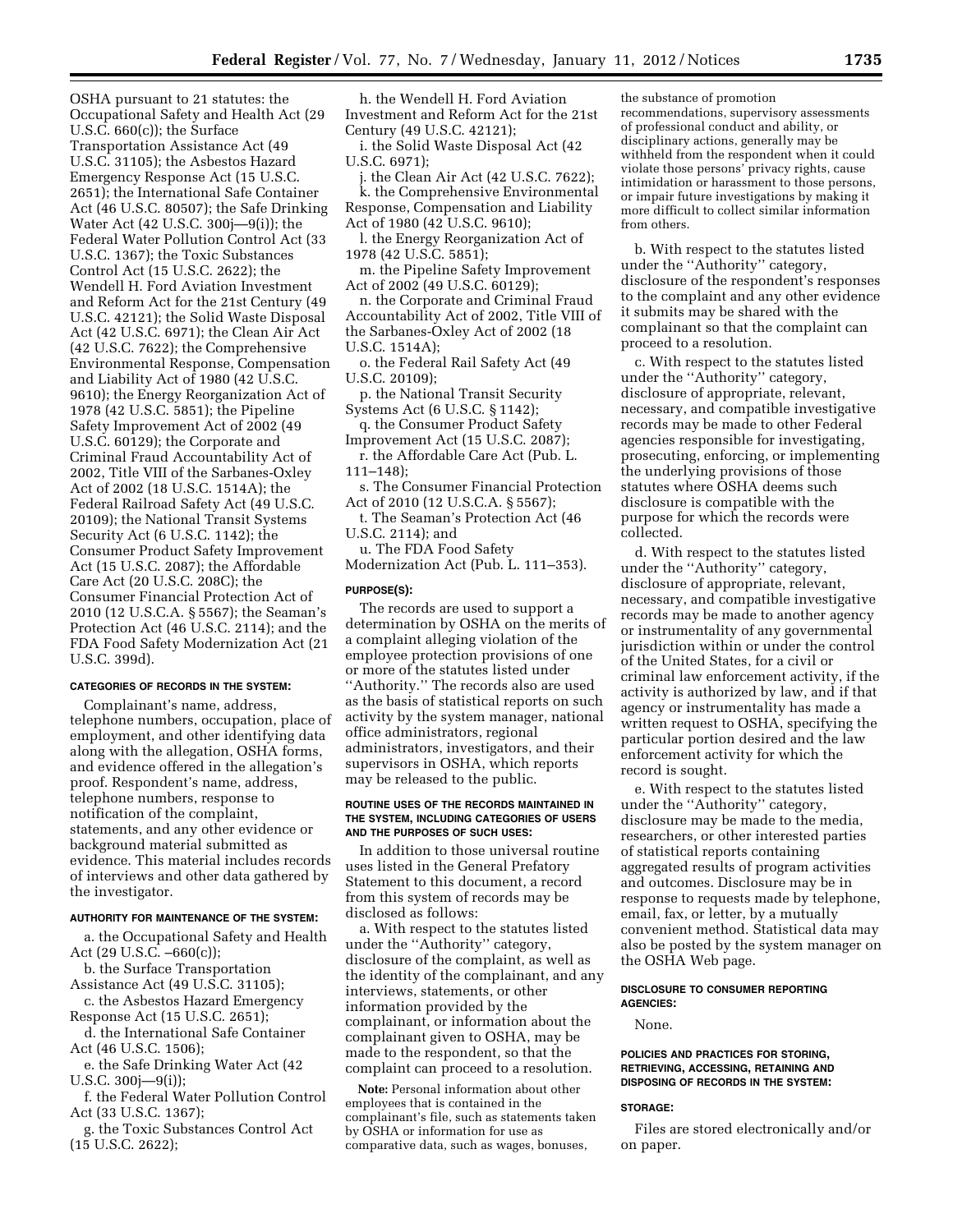OSHA pursuant to 21 statutes: the Occupational Safety and Health Act (29 U.S.C. 660(c)); the Surface Transportation Assistance Act (49 U.S.C. 31105); the Asbestos Hazard Emergency Response Act (15 U.S.C. 2651); the International Safe Container Act (46 U.S.C. 80507); the Safe Drinking Water Act (42 U.S.C. 300j—9(i)); the Federal Water Pollution Control Act (33 U.S.C. 1367); the Toxic Substances Control Act (15 U.S.C. 2622); the Wendell H. Ford Aviation Investment and Reform Act for the 21st Century (49 U.S.C. 42121); the Solid Waste Disposal Act (42 U.S.C. 6971); the Clean Air Act (42 U.S.C. 7622); the Comprehensive Environmental Response, Compensation and Liability Act of 1980 (42 U.S.C. 9610); the Energy Reorganization Act of 1978 (42 U.S.C. 5851); the Pipeline Safety Improvement Act of 2002 (49 U.S.C. 60129); the Corporate and Criminal Fraud Accountability Act of 2002, Title VIII of the Sarbanes-Oxley Act of 2002 (18 U.S.C. 1514A); the Federal Railroad Safety Act (49 U.S.C. 20109); the National Transit Systems Security Act (6 U.S.C. 1142); the Consumer Product Safety Improvement Act (15 U.S.C. 2087); the Affordable Care Act (20 U.S.C. 208C); the Consumer Financial Protection Act of 2010 (12 U.S.C.A. § 5567); the Seaman's Protection Act (46 U.S.C. 2114); and the FDA Food Safety Modernization Act (21 U.S.C. 399d).

#### CATEGORIES OF RECORDS IN THE SYSTEM:

Complainant's name, address, telephone numbers, occupation, place of employment, and other identifying data along with the allegation, OSHA forms, and evidence offered in the allegation's proof. Respondent's name, address, telephone numbers, response to notification of the complaint, statements, and any other evidence or background material submitted as evidence. This material includes records of interviews and other data gathered by the investigator.

#### AUTHORITY FOR MAINTENANCE OF THE SYSTEM:

a. the Occupational Safety and Health Act (29 U.S.C. –660(c));

b. the Surface Transportation Assistance Act (49 U.S.C. 31105);

c. the Asbestos Hazard Emergency Response Act (15 U.S.C. 2651);

d. the International Safe Container Act (46 U.S.C. 1506);

e. the Safe Drinking Water Act (42 U.S.C. 300j—9(i));

f. the Federal Water Pollution Control Act (33 U.S.C. 1367);

g. the Toxic Substances Control Act (15 U.S.C. 2622);

h. the Wendell H. Ford Aviation Investment and Reform Act for the 21st Century (49 U.S.C. 42121);

i. the Solid Waste Disposal Act (42 U.S.C. 6971);

j. the Clean Air Act (42 U.S.C. 7622);

k. the Comprehensive Environmental Response, Compensation and Liability Act of 1980 (42 U.S.C. 9610);

l. the Energy Reorganization Act of 1978 (42 U.S.C. 5851);

m. the Pipeline Safety Improvement Act of 2002 (49 U.S.C. 60129);

n. the Corporate and Criminal Fraud Accountability Act of 2002, Title VIII of the Sarbanes-Oxley Act of 2002 (18 U.S.C. 1514A);

o. the Federal Rail Safety Act (49 U.S.C. 20109);

p. the National Transit Security Systems Act (6 U.S.C. § 1142);

q. the Consumer Product Safety Improvement Act (15 U.S.C. 2087);

r. the Affordable Care Act (Pub. L. 111–148);

s. The Consumer Financial Protection Act of 2010 (12 U.S.C.A. § 5567);

t. The Seaman's Protection Act (46 U.S.C. 2114); and

u. The FDA Food Safety Modernization Act (Pub. L. 111–353).

#### PURPOSE(S):

The records are used to support a determination by OSHA on the merits of a complaint alleging violation of the employee protection provisions of one or more of the statutes listed under ''Authority.'' The records also are used as the basis of statistical reports on such activity by the system manager, national office administrators, regional administrators, investigators, and their supervisors in OSHA, which reports may be released to the public.

#### ROUTINE USES OF THE RECORDS MAINTAINED IN THE SYSTEM, INCLUDING CATEGORIES OF USERS AND THE PURPOSES OF SUCH USES:

In addition to those universal routine uses listed in the General Prefatory Statement to this document, a record from this system of records may be disclosed as follows:

a. With respect to the statutes listed under the ''Authority'' category, disclosure of the complaint, as well as the identity of the complainant, and any interviews, statements, or other information provided by the complainant, or information about the complainant given to OSHA, may be made to the respondent, so that the complaint can proceed to a resolution.

**Note:** Personal information about other employees that is contained in the complainant's file, such as statements taken by OSHA or information for use as comparative data, such as wages, bonuses, the substance of promotion recommendations, supervisory assessments of professional conduct and ability, or disciplinary actions, generally may be withheld from the respondent when it could violate those persons' privacy rights, cause intimidation or harassment to those persons, or impair future investigations by making it more difficult to collect similar information from others.

b. With respect to the statutes listed under the ''Authority'' category, disclosure of the respondent's responses to the complaint and any other evidence it submits may be shared with the complainant so that the complaint can proceed to a resolution.

c. With respect to the statutes listed under the ''Authority'' category, disclosure of appropriate, relevant, necessary, and compatible investigative records may be made to other Federal agencies responsible for investigating, prosecuting, enforcing, or implementing the underlying provisions of those statutes where OSHA deems such disclosure is compatible with the purpose for which the records were collected.

d. With respect to the statutes listed under the ''Authority'' category, disclosure of appropriate, relevant, necessary, and compatible investigative records may be made to another agency or instrumentality of any governmental jurisdiction within or under the control of the United States, for a civil or criminal law enforcement activity, if the activity is authorized by law, and if that agency or instrumentality has made a written request to OSHA, specifying the particular portion desired and the law enforcement activity for which the record is sought.

e. With respect to the statutes listed under the ''Authority'' category, disclosure may be made to the media, researchers, or other interested parties of statistical reports containing aggregated results of program activities and outcomes. Disclosure may be in response to requests made by telephone, email, fax, or letter, by a mutually convenient method. Statistical data may also be posted by the system manager on the OSHA Web page.

#### DISCLOSURE TO CONSUMER REPORTING AGENCIES:

None.

#### POLICIES AND PRACTICES FOR STORING, RETRIEVING, ACCESSING, RETAINING AND DISPOSING OF RECORDS IN THE SYSTEM:

#### STORAGE:

Files are stored electronically and/or on paper.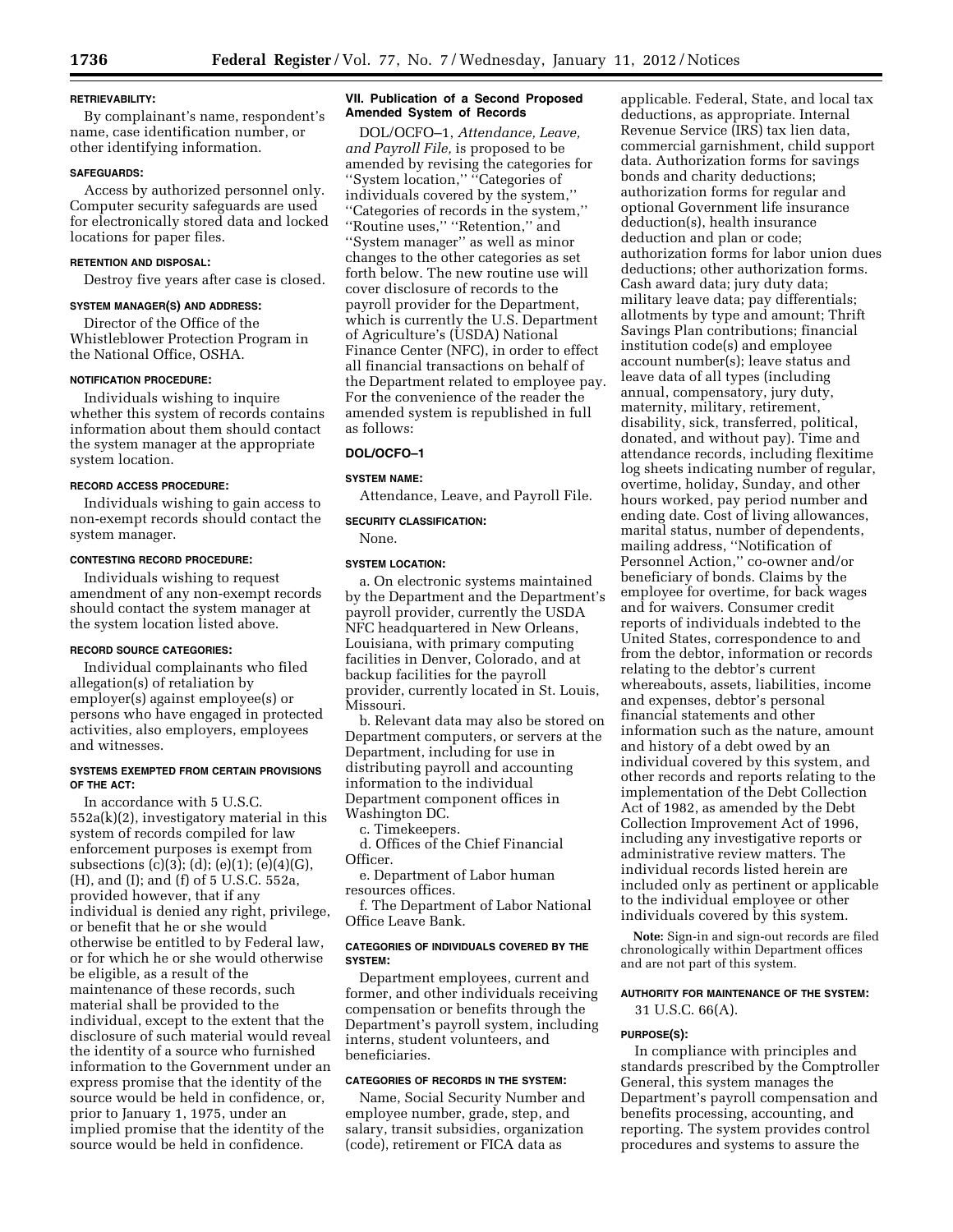#### RETRIEVABILITY:

By complainant's name, respondent's name, case identification number, or other identifying information.

#### SAFEGUARDS:

Access by authorized personnel only. Computer security safeguards are used for electronically stored data and locked locations for paper files.

#### RETENTION AND DISPOSAL:

Destroy five years after case is closed.

#### SYSTEM MANAGER(S) AND ADDRESS:

Director of the Office of the Whistleblower Protection Program in the National Office, OSHA.

#### NOTIFICATION PROCEDURE:

Individuals wishing to inquire whether this system of records contains information about them should contact the system manager at the appropriate system location.

#### RECORD ACCESS PROCEDURE:

Individuals wishing to gain access to non-exempt records should contact the system manager.

#### CONTESTING RECORD PROCEDURE:

Individuals wishing to request amendment of any non-exempt records should contact the system manager at the system location listed above.

#### RECORD SOURCE CATEGORIES:

Individual complainants who filed allegation(s) of retaliation by employer(s) against employee(s) or persons who have engaged in protected activities, also employers, employees and witnesses.

#### SYSTEMS EXEMPTED FROM CERTAIN PROVISIONS OF THE ACT:

In accordance with 5 U.S.C. 552a(k)(2), investigatory material in this system of records compiled for law enforcement purposes is exempt from subsections (c)(3); (d); (e)(1); (e)(4)(G), (H), and (I); and (f) of 5 U.S.C. 552a, provided however, that if any individual is denied any right, privilege, or benefit that he or she would otherwise be entitled to by Federal law, or for which he or she would otherwise be eligible, as a result of the maintenance of these records, such material shall be provided to the individual, except to the extent that the disclosure of such material would reveal the identity of a source who furnished information to the Government under an express promise that the identity of the source would be held in confidence, or, prior to January 1, 1975, under an implied promise that the identity of the source would be held in confidence.

### VII. Publication of a Second Proposed Amended System of Records

DOL/OCFO–1, *Attendance, Leave, and Payroll File,* is proposed to be amended by revising the categories for "System location," "Categories of individuals covered by the system," "Categories of records in the system," "Routine uses," "Retention," and "System manager" as well as minor changes to the other categories as set forth below. The new routine use will cover disclosure of records to the payroll provider for the Department, which is currently the U.S. Department of Agriculture's (USDA) National Finance Center (NFC), in order to effect all financial transactions on behalf of the Department related to employee pay. For the convenience of the reader the amended system is republished in full as follows:

#### DOL/OCFO–1

#### SYSTEM NAME:

Attendance, Leave, and Payroll File.

#### SECURITY CLASSIFICATION:

None.

#### SYSTEM LOCATION:

a. On electronic systems maintained by the Department and the Department's payroll provider, currently the USDA NFC headquartered in New Orleans, Louisiana, with primary computing facilities in Denver, Colorado, and at backup facilities for the payroll provider, currently located in St. Louis, Missouri.

b. Relevant data may also be stored on Department computers, or servers at the Department, including for use in distributing payroll and accounting information to the individual Department component offices in Washington DC.

c. Timekeepers.

d. Offices of the Chief Financial Officer.

e. Department of Labor human resources offices.

f. The Department of Labor National Office Leave Bank.

#### CATEGORIES OF INDIVIDUALS COVERED BY THE SYSTEM:

Department employees, current and former, and other individuals receiving compensation or benefits through the Department's payroll system, including interns, student volunteers, and beneficiaries.

#### CATEGORIES OF RECORDS IN THE SYSTEM:

Name, Social Security Number and employee number, grade, step, and salary, transit subsidies, organization (code), retirement or FICA data as applicable. Federal, State, and local tax deductions, as appropriate. Internal Revenue Service (IRS) tax lien data, commercial garnishment, child support data. Authorization forms for savings bonds and charity deductions; authorization forms for regular and optional Government life insurance deduction(s), health insurance deduction and plan or code; authorization forms for labor union dues deductions; other authorization forms. Cash award data; jury duty data; military leave data; pay differentials; allotments by type and amount; Thrift Savings Plan contributions; financial institution code(s) and employee account number(s); leave status and leave data of all types (including annual, compensatory, jury duty, maternity, military, retirement, disability, sick, transferred, political, donated, and without pay). Time and attendance records, including flexitime log sheets indicating number of regular, overtime, holiday, Sunday, and other hours worked, pay period number and ending date. Cost of living allowances, marital status, number of dependents, mailing address, "Notification of Personnel Action," co-owner and/or beneficiary of bonds. Claims by the employee for overtime, for back wages and for waivers. Consumer credit reports of individuals indebted to the United States, correspondence to and from the debtor, information or records relating to the debtor's current whereabouts, assets, liabilities, income and expenses, debtor's personal financial statements and other information such as the nature, amount and history of a debt owed by an individual covered by this system, and other records and reports relating to the implementation of the Debt Collection Act of 1982, as amended by the Debt Collection Improvement Act of 1996, including any investigative reports or administrative review matters. The individual records listed herein are included only as pertinent or applicable to the individual employee or other individuals covered by this system.

**Note:** Sign-in and sign-out records are filed chronologically within Department offices and are not part of this system.

#### AUTHORITY FOR MAINTENANCE OF THE SYSTEM:

31 U.S.C. 66(A).

#### PURPOSE(S):

In compliance with principles and standards prescribed by the Comptroller General, this system manages the Department's payroll compensation and benefits processing, accounting, and reporting. The system provides control procedures and systems to assure the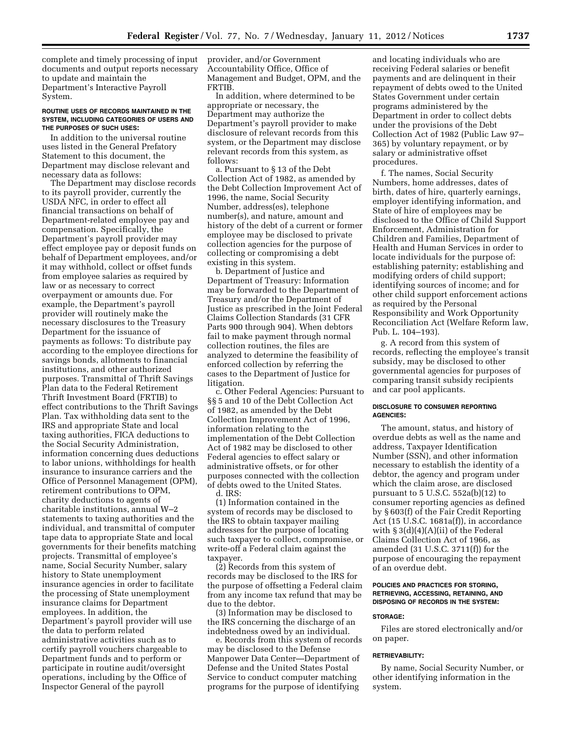complete and timely processing of input documents and output reports necessary to update and maintain the Department's Interactive Payroll System.

#### ROUTINE USES OF RECORDS MAINTAINED IN THE SYSTEM, INCLUDING CATEGORIES OF USERS AND THE PURPOSES OF SUCH USES:

In addition to the universal routine uses listed in the General Prefatory Statement to this document, the Department may disclose relevant and necessary data as follows:

The Department may disclose records to its payroll provider, currently the USDA NFC, in order to effect all financial transactions on behalf of Department-related employee pay and compensation. Specifically, the Department's payroll provider may effect employee pay or deposit funds on behalf of Department employees, and/or it may withhold, collect or offset funds from employee salaries as required by law or as necessary to correct overpayment or amounts due. For example, the Department's payroll provider will routinely make the necessary disclosures to the Treasury Department for the issuance of payments as follows: To distribute pay according to the employee directions for savings bonds, allotments to financial institutions, and other authorized purposes. Transmittal of Thrift Savings Plan data to the Federal Retirement Thrift Investment Board (FRTIB) to effect contributions to the Thrift Savings Plan. Tax withholding data sent to the IRS and appropriate State and local taxing authorities, FICA deductions to the Social Security Administration, information concerning dues deductions to labor unions, withholdings for health insurance to insurance carriers and the Office of Personnel Management (OPM), retirement contributions to OPM, charity deductions to agents of charitable institutions, annual W–2 statements to taxing authorities and the individual, and transmittal of computer tape data to appropriate State and local governments for their benefits matching projects. Transmittal of employee's name, Social Security Number, salary history to State unemployment insurance agencies in order to facilitate the processing of State unemployment insurance claims for Department employees. In addition, the Department's payroll provider will use the data to perform related administrative activities such as to certify payroll vouchers chargeable to Department funds and to perform or participate in routine audit/oversight operations, including by the Office of Inspector General of the payroll provider, and/or Government Accountability Office, Office of Management and Budget, OPM, and the FRTIB.

In addition, where determined to be appropriate or necessary, the Department may authorize the Department's payroll provider to make disclosure of relevant records from this system, or the Department may disclose relevant records from this system, as follows:

a. Pursuant to § 13 of the Debt Collection Act of 1982, as amended by the Debt Collection Improvement Act of 1996, the name, Social Security Number, address(es), telephone number(s), and nature, amount and history of the debt of a current or former employee may be disclosed to private collection agencies for the purpose of collecting or compromising a debt existing in this system.

b. Department of Justice and Department of Treasury: Information may be forwarded to the Department of Treasury and/or the Department of Justice as prescribed in the Joint Federal Claims Collection Standards (31 CFR Parts 900 through 904). When debtors fail to make payment through normal collection routines, the files are analyzed to determine the feasibility of enforced collection by referring the cases to the Department of Justice for litigation.

c. Other Federal Agencies: Pursuant to §§ 5 and 10 of the Debt Collection Act of 1982, as amended by the Debt Collection Improvement Act of 1996, information relating to the implementation of the Debt Collection Act of 1982 may be disclosed to other Federal agencies to effect salary or administrative offsets, or for other purposes connected with the collection of debts owed to the United States.

d. IRS:

(1) Information contained in the system of records may be disclosed to the IRS to obtain taxpayer mailing addresses for the purpose of locating such taxpayer to collect, compromise, or write-off a Federal claim against the taxpayer.

(2) Records from this system of records may be disclosed to the IRS for the purpose of offsetting a Federal claim from any income tax refund that may be due to the debtor.

(3) Information may be disclosed to the IRS concerning the discharge of an indebtedness owed by an individual.

e. Records from this system of records may be disclosed to the Defense Manpower Data Center—Department of Defense and the United States Postal Service to conduct computer matching programs for the purpose of identifying and locating individuals who are receiving Federal salaries or benefit payments and are delinquent in their repayment of debts owed to the United States Government under certain programs administered by the Department in order to collect debts under the provisions of the Debt Collection Act of 1982 (Public Law 97–365) by voluntary repayment, or by salary or administrative offset procedures.

f. The names, Social Security Numbers, home addresses, dates of birth, dates of hire, quarterly earnings, employer identifying information, and State of hire of employees may be disclosed to the Office of Child Support Enforcement, Administration for Children and Families, Department of Health and Human Services in order to locate individuals for the purpose of: establishing paternity; establishing and modifying orders of child support; identifying sources of income; and for other child support enforcement actions as required by the Personal Responsibility and Work Opportunity Reconciliation Act (Welfare Reform law, Pub. L. 104–193).

g. A record from this system of records, reflecting the employee's transit subsidy, may be disclosed to other governmental agencies for purposes of comparing transit subsidy recipients and car pool applicants.

#### DISCLOSURE TO CONSUMER REPORTING AGENCIES:

The amount, status, and history of overdue debts as well as the name and address, Taxpayer Identification Number (SSN), and other information necessary to establish the identity of a debtor, the agency and program under which the claim arose, are disclosed pursuant to 5 U.S.C. 552a(b)(12) to consumer reporting agencies as defined by § 603(f) of the Fair Credit Reporting Act (15 U.S.C. 1681a(f)), in accordance with § 3(d)(4)(A)(ii) of the Federal Claims Collection Act of 1966, as amended (31 U.S.C. 3711(f)) for the purpose of encouraging the repayment of an overdue debt.

#### POLICIES AND PRACTICES FOR STORING, RETRIEVING, ACCESSING, RETAINING, AND DISPOSING OF RECORDS IN THE SYSTEM:

#### STORAGE:

Files are stored electronically and/or on paper.

#### RETRIEVABILITY:

By name, Social Security Number, or other identifying information in the system.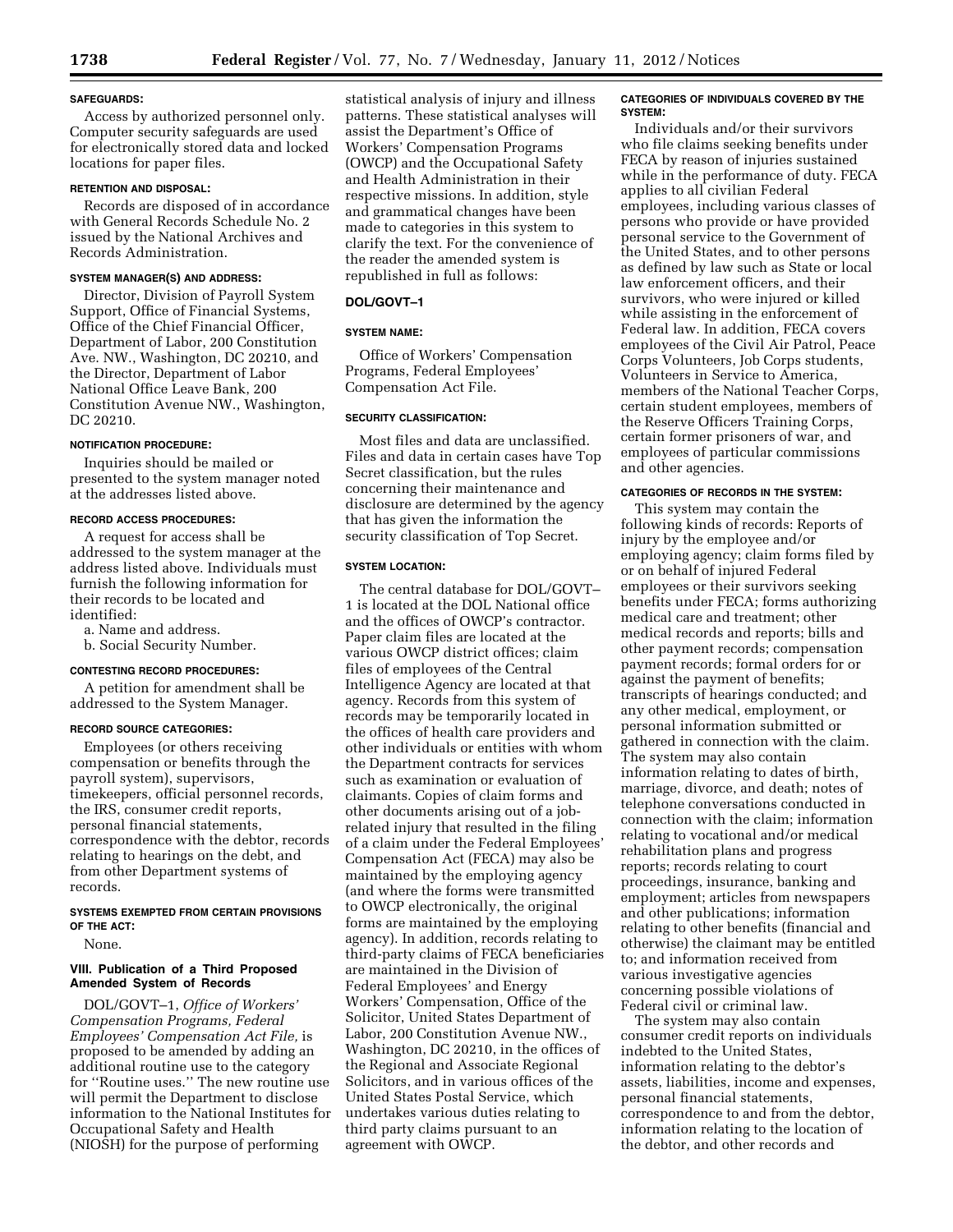**SAFEGUARDS:**

Access by authorized personnel only. Computer security safeguards are used for electronically stored data and locked locations for paper files.

**RETENTION AND DISPOSAL:**

Records are disposed of in accordance with General Records Schedule No. 2 issued by the National Archives and Records Administration.

**SYSTEM MANAGER(S) AND ADDRESS:**

Director, Division of Payroll System Support, Office of Financial Systems, Office of the Chief Financial Officer, Department of Labor, 200 Constitution Ave. NW., Washington, DC 20210, and the Director, Department of Labor National Office Leave Bank, 200 Constitution Avenue NW., Washington, DC 20210.

**NOTIFICATION PROCEDURE:**

Inquiries should be mailed or presented to the system manager noted at the addresses listed above.

**RECORD ACCESS PROCEDURES:**

A request for access shall be addressed to the system manager at the address listed above. Individuals must furnish the following information for their records to be located and identified:

a. Name and address.

b. Social Security Number.

**CONTESTING RECORD PROCEDURES:**

A petition for amendment shall be addressed to the System Manager.

**RECORD SOURCE CATEGORIES:**

Employees (or others receiving compensation or benefits through the payroll system), supervisors, timekeepers, official personnel records, the IRS, consumer credit reports, personal financial statements, correspondence with the debtor, records relating to hearings on the debt, and from other Department systems of records.

**SYSTEMS EXEMPTED FROM CERTAIN PROVISIONS OF THE ACT:**

None.

### VIII. Publication of a Third Proposed Amended System of Records

DOL/GOVT–1, *Office of Workers' Compensation Programs, Federal Employees' Compensation Act File,* is proposed to be amended by adding an additional routine use to the category for "Routine uses." The new routine use will permit the Department to disclose information to the National Institutes for Occupational Safety and Health (NIOSH) for the purpose of performing statistical analysis of injury and illness patterns. These statistical analyses will assist the Department's Office of Workers' Compensation Programs (OWCP) and the Occupational Safety and Health Administration in their respective missions. In addition, style and grammatical changes have been made to categories in this system to clarify the text. For the convenience of the reader the amended system is republished in full as follows:

**DOL/GOVT–1**

**SYSTEM NAME:**

Office of Workers' Compensation Programs, Federal Employees' Compensation Act File.

**SECURITY CLASSIFICATION:**

Most files and data are unclassified. Files and data in certain cases have Top Secret classification, but the rules concerning their maintenance and disclosure are determined by the agency that has given the information the security classification of Top Secret.

**SYSTEM LOCATION:**

The central database for DOL/GOVT–1 is located at the DOL National office and the offices of OWCP's contractor. Paper claim files are located at the various OWCP district offices; claim files of employees of the Central Intelligence Agency are located at that agency. Records from this system of records may be temporarily located in the offices of health care providers and other individuals or entities with whom the Department contracts for services such as examination or evaluation of claimants. Copies of claim forms and other documents arising out of a job-related injury that resulted in the filing of a claim under the Federal Employees' Compensation Act (FECA) may also be maintained by the employing agency (and where the forms were transmitted to OWCP electronically, the original forms are maintained by the employing agency). In addition, records relating to third-party claims of FECA beneficiaries are maintained in the Division of Federal Employees' and Energy Workers' Compensation, Office of the Solicitor, United States Department of Labor, 200 Constitution Avenue NW., Washington, DC 20210, in the offices of the Regional and Associate Regional Solicitors, and in various offices of the United States Postal Service, which undertakes various duties relating to third party claims pursuant to an agreement with OWCP.

**CATEGORIES OF INDIVIDUALS COVERED BY THE SYSTEM:**

Individuals and/or their survivors who file claims seeking benefits under FECA by reason of injuries sustained while in the performance of duty. FECA applies to all civilian Federal employees, including various classes of persons who provide or have provided personal service to the Government of the United States, and to other persons as defined by law such as State or local law enforcement officers, and their survivors, who were injured or killed while assisting in the enforcement of Federal law. In addition, FECA covers employees of the Civil Air Patrol, Peace Corps Volunteers, Job Corps students, Volunteers in Service to America, members of the National Teacher Corps, certain student employees, members of the Reserve Officers Training Corps, certain former prisoners of war, and employees of particular commissions and other agencies.

**CATEGORIES OF RECORDS IN THE SYSTEM:**

This system may contain the following kinds of records: Reports of injury by the employee and/or employing agency; claim forms filed by or on behalf of injured Federal employees or their survivors seeking benefits under FECA; forms authorizing medical care and treatment; other medical records and reports; bills and other payment records; compensation payment records; formal orders for or against the payment of benefits; transcripts of hearings conducted; and any other medical, employment, or personal information submitted or gathered in connection with the claim. The system may also contain information relating to dates of birth, marriage, divorce, and death; notes of telephone conversations conducted in connection with the claim; information relating to vocational and/or medical rehabilitation plans and progress reports; records relating to court proceedings, insurance, banking and employment; articles from newspapers and other publications; information relating to other benefits (financial and otherwise) the claimant may be entitled to; and information received from various investigative agencies concerning possible violations of Federal civil or criminal law.

The system may also contain consumer credit reports on individuals indebted to the United States, information relating to the debtor's assets, liabilities, income and expenses, personal financial statements, correspondence to and from the debtor, information relating to the location of the debtor, and other records and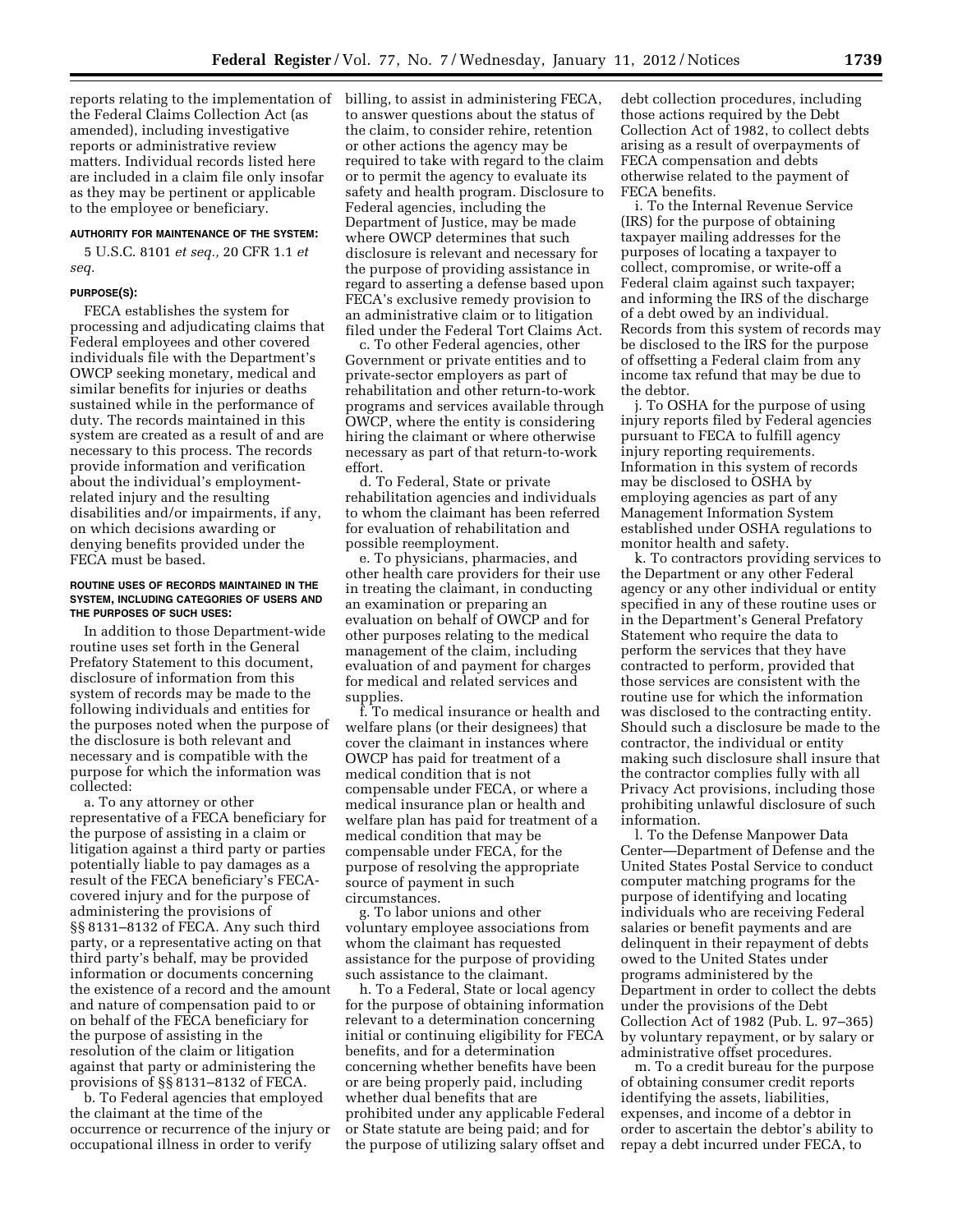reports relating to the implementation of the Federal Claims Collection Act (as amended), including investigative reports or administrative review matters. Individual records listed here are included in a claim file only insofar as they may be pertinent or applicable to the employee or beneficiary.

#### AUTHORITY FOR MAINTENANCE OF THE SYSTEM:

5 U.S.C. 8101 *et seq.,* 20 CFR 1.1 *et seq.*

#### PURPOSE(S):

FECA establishes the system for processing and adjudicating claims that Federal employees and other covered individuals file with the Department's OWCP seeking monetary, medical and similar benefits for injuries or deaths sustained while in the performance of duty. The records maintained in this system are created as a result of and are necessary to this process. The records provide information and verification about the individual's employment-related injury and the resulting disabilities and/or impairments, if any, on which decisions awarding or denying benefits provided under the FECA must be based.

#### ROUTINE USES OF RECORDS MAINTAINED IN THE SYSTEM, INCLUDING CATEGORIES OF USERS AND THE PURPOSES OF SUCH USES:

In addition to those Department-wide routine uses set forth in the General Prefatory Statement to this document, disclosure of information from this system of records may be made to the following individuals and entities for the purposes noted when the purpose of the disclosure is both relevant and necessary and is compatible with the purpose for which the information was collected:

a. To any attorney or other representative of a FECA beneficiary for the purpose of assisting in a claim or litigation against a third party or parties potentially liable to pay damages as a result of the FECA beneficiary's FECA-covered injury and for the purpose of administering the provisions of §§ 8131–8132 of FECA. Any such third party, or a representative acting on that third party's behalf, may be provided information or documents concerning the existence of a record and the amount and nature of compensation paid to or on behalf of the FECA beneficiary for the purpose of assisting in the resolution of the claim or litigation against that party or administering the provisions of §§ 8131–8132 of FECA.

b. To Federal agencies that employed the claimant at the time of the occurrence or recurrence of the injury or occupational illness in order to verify billing, to assist in administering FECA, to answer questions about the status of the claim, to consider rehire, retention or other actions the agency may be required to take with regard to the claim or to permit the agency to evaluate its safety and health program. Disclosure to Federal agencies, including the Department of Justice, may be made where OWCP determines that such disclosure is relevant and necessary for the purpose of providing assistance in regard to asserting a defense based upon FECA's exclusive remedy provision to an administrative claim or to litigation filed under the Federal Tort Claims Act.

c. To other Federal agencies, other Government or private entities and to private-sector employers as part of rehabilitation and other return-to-work programs and services available through OWCP, where the entity is considering hiring the claimant or where otherwise necessary as part of that return-to-work effort.

d. To Federal, State or private rehabilitation agencies and individuals to whom the claimant has been referred for evaluation of rehabilitation and possible reemployment.

e. To physicians, pharmacies, and other health care providers for their use in treating the claimant, in conducting an examination or preparing an evaluation on behalf of OWCP and for other purposes relating to the medical management of the claim, including evaluation of and payment for charges for medical and related services and supplies.

f. To medical insurance or health and welfare plans (or their designees) that cover the claimant in instances where OWCP has paid for treatment of a medical condition that is not compensable under FECA, or where a medical insurance plan or health and welfare plan has paid for treatment of a medical condition that may be compensable under FECA, for the purpose of resolving the appropriate source of payment in such circumstances.

g. To labor unions and other voluntary employee associations from whom the claimant has requested assistance for the purpose of providing such assistance to the claimant.

h. To a Federal, State or local agency for the purpose of obtaining information relevant to a determination concerning initial or continuing eligibility for FECA benefits, and for a determination concerning whether benefits have been or are being properly paid, including whether dual benefits that are prohibited under any applicable Federal or State statute are being paid; and for the purpose of utilizing salary offset and debt collection procedures, including those actions required by the Debt Collection Act of 1982, to collect debts arising as a result of overpayments of FECA compensation and debts otherwise related to the payment of FECA benefits.

i. To the Internal Revenue Service (IRS) for the purpose of obtaining taxpayer mailing addresses for the purposes of locating a taxpayer to collect, compromise, or write-off a Federal claim against such taxpayer; and informing the IRS of the discharge of a debt owed by an individual. Records from this system of records may be disclosed to the IRS for the purpose of offsetting a Federal claim from any income tax refund that may be due to the debtor.

j. To OSHA for the purpose of using injury reports filed by Federal agencies pursuant to FECA to fulfill agency injury reporting requirements. Information in this system of records may be disclosed to OSHA by employing agencies as part of any Management Information System established under OSHA regulations to monitor health and safety.

k. To contractors providing services to the Department or any other Federal agency or any other individual or entity specified in any of these routine uses or in the Department's General Prefatory Statement who require the data to perform the services that they have contracted to perform, provided that those services are consistent with the routine use for which the information was disclosed to the contracting entity. Should such a disclosure be made to the contractor, the individual or entity making such disclosure shall insure that the contractor complies fully with all Privacy Act provisions, including those prohibiting unlawful disclosure of such information.

l. To the Defense Manpower Data Center—Department of Defense and the United States Postal Service to conduct computer matching programs for the purpose of identifying and locating individuals who are receiving Federal salaries or benefit payments and are delinquent in their repayment of debts owed to the United States under programs administered by the Department in order to collect the debts under the provisions of the Debt Collection Act of 1982 (Pub. L. 97–365) by voluntary repayment, or by salary or administrative offset procedures.

m. To a credit bureau for the purpose of obtaining consumer credit reports identifying the assets, liabilities, expenses, and income of a debtor in order to ascertain the debtor's ability to repay a debt incurred under FECA, to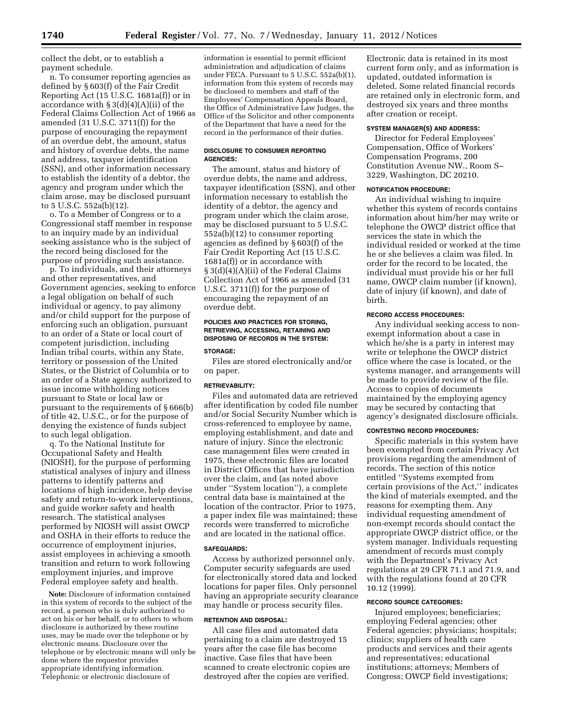collect the debt, or to establish a payment schedule.

n. To consumer reporting agencies as defined by § 603(f) of the Fair Credit Reporting Act (15 U.S.C. 1681a(f)) or in accordance with § 3(d)(4)(A)(ii) of the Federal Claims Collection Act of 1966 as amended (31 U.S.C. 3711(f)) for the purpose of encouraging the repayment of an overdue debt, the amount, status and history of overdue debts, the name and address, taxpayer identification (SSN), and other information necessary to establish the identity of a debtor, the agency and program under which the claim arose, may be disclosed pursuant to 5 U.S.C. 552a(b)(12).

o. To a Member of Congress or to a Congressional staff member in response to an inquiry made by an individual seeking assistance who is the subject of the record being disclosed for the purpose of providing such assistance.

p. To individuals, and their attorneys and other representatives, and Government agencies, seeking to enforce a legal obligation on behalf of such individual or agency, to pay alimony and/or child support for the purpose of enforcing such an obligation, pursuant to an order of a State or local court of competent jurisdiction, including Indian tribal courts, within any State, territory or possession of the United States, or the District of Columbia or to an order of a State agency authorized to issue income withholding notices pursuant to State or local law or pursuant to the requirements of § 666(b) of title 42, U.S.C., or for the purpose of denying the existence of funds subject to such legal obligation.

q. To the National Institute for Occupational Safety and Health (NIOSH), for the purpose of performing statistical analyses of injury and illness patterns to identify patterns and locations of high incidence, help devise safety and return-to-work interventions, and guide worker safety and health research. The statistical analyses performed by NIOSH will assist OWCP and OSHA in their efforts to reduce the occurrence of employment injuries, assist employees in achieving a smooth transition and return to work following employment injuries, and improve Federal employee safety and health.

**Note:** Disclosure of information contained in this system of records to the subject of the record, a person who is duly authorized to act on his or her behalf, or to others to whom disclosure is authorized by these routine uses, may be made over the telephone or by electronic means. Disclosure over the telephone or by electronic means will only be done where the requestor provides appropriate identifying information. Telephonic or electronic disclosure of information is essential to permit efficient administration and adjudication of claims under FECA. Pursuant to 5 U.S.C. 552a(b)(1), information from this system of records may be disclosed to members and staff of the Employees' Compensation Appeals Board, the Office of Administrative Law Judges, the Office of the Solicitor and other components of the Department that have a need for the record in the performance of their duties.

#### DISCLOSURE TO CONSUMER REPORTING AGENCIES:

The amount, status and history of overdue debts, the name and address, taxpayer identification (SSN), and other information necessary to establish the identity of a debtor, the agency and program under which the claim arose, may be disclosed pursuant to 5 U.S.C. 552a(b)(12) to consumer reporting agencies as defined by § 603(f) of the Fair Credit Reporting Act (15 U.S.C. 1681a(f)) or in accordance with § 3(d)(4)(A)(ii) of the Federal Claims Collection Act of 1966 as amended (31 U.S.C. 3711(f)) for the purpose of encouraging the repayment of an overdue debt.

#### POLICIES AND PRACTICES FOR STORING, RETRIEVING, ACCESSING, RETAINING AND DISPOSING OF RECORDS IN THE SYSTEM:

#### STORAGE:

Files are stored electronically and/or on paper.

#### RETRIEVABILITY:

Files and automated data are retrieved after identification by coded file number and/or Social Security Number which is cross-referenced to employee by name, employing establishment, and date and nature of injury. Since the electronic case management files were created in 1975, these electronic files are located in District Offices that have jurisdiction over the claim, and (as noted above under ''System location''), a complete central data base is maintained at the location of the contractor. Prior to 1975, a paper index file was maintained; these records were transferred to microfiche and are located in the national office.

#### SAFEGUARDS:

Access by authorized personnel only. Computer security safeguards are used for electronically stored data and locked locations for paper files. Only personnel having an appropriate security clearance may handle or process security files.

#### RETENTION AND DISPOSAL:

All case files and automated data pertaining to a claim are destroyed 15 years after the case file has become inactive. Case files that have been scanned to create electronic copies are destroyed after the copies are verified. Electronic data is retained in its most current form only, and as information is updated, outdated information is deleted. Some related financial records are retained only in electronic form, and destroyed six years and three months after creation or receipt.

#### SYSTEM MANAGER(S) AND ADDRESS:

Director for Federal Employees' Compensation, Office of Workers' Compensation Programs, 200 Constitution Avenue NW., Room S–3229, Washington, DC 20210.

#### NOTIFICATION PROCEDURE:

An individual wishing to inquire whether this system of records contains information about him/her may write or telephone the OWCP district office that services the state in which the individual resided or worked at the time he or she believes a claim was filed. In order for the record to be located, the individual must provide his or her full name, OWCP claim number (if known), date of injury (if known), and date of birth.

#### RECORD ACCESS PROCEDURES:

Any individual seeking access to non-exempt information about a case in which he/she is a party in interest may write or telephone the OWCP district office where the case is located, or the systems manager, and arrangements will be made to provide review of the file. Access to copies of documents maintained by the employing agency may be secured by contacting that agency's designated disclosure officials.

#### CONTESTING RECORD PROCEDURES:

Specific materials in this system have been exempted from certain Privacy Act provisions regarding the amendment of records. The section of this notice entitled ''Systems exempted from certain provisions of the Act,'' indicates the kind of materials exempted, and the reasons for exempting them. Any individual requesting amendment of non-exempt records should contact the appropriate OWCP district office, or the system manager. Individuals requesting amendment of records must comply with the Department's Privacy Act regulations at 29 CFR 71.1 and 71.9, and with the regulations found at 20 CFR 10.12 (1999).

#### RECORD SOURCE CATEGORIES:

Injured employees; beneficiaries; employing Federal agencies; other Federal agencies; physicians; hospitals; clinics; suppliers of health care products and services and their agents and representatives; educational institutions; attorneys; Members of Congress; OWCP field investigations;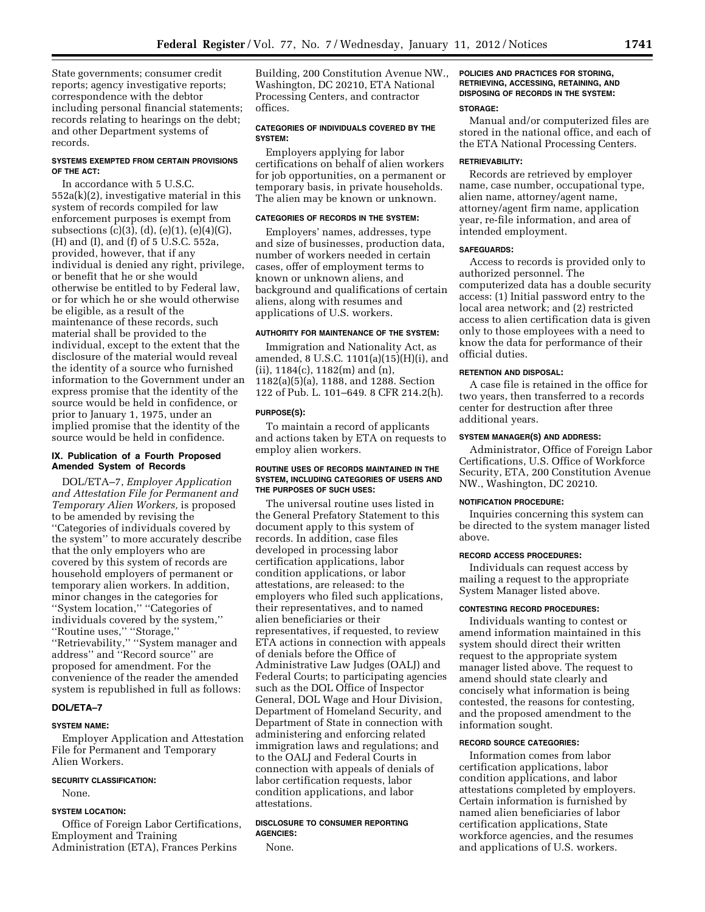State governments; consumer credit reports; agency investigative reports; correspondence with the debtor including personal financial statements; records relating to hearings on the debt; and other Department systems of records.

**SYSTEMS EXEMPTED FROM CERTAIN PROVISIONS OF THE ACT:**

In accordance with 5 U.S.C. 552a(k)(2), investigative material in this system of records compiled for law enforcement purposes is exempt from subsections (c)(3), (d), (e)(1), (e)(4)(G), (H) and (I), and (f) of 5 U.S.C. 552a, provided, however, that if any individual is denied any right, privilege, or benefit that he or she would otherwise be entitled to by Federal law, or for which he or she would otherwise be eligible, as a result of the maintenance of these records, such material shall be provided to the individual, except to the extent that the disclosure of the material would reveal the identity of a source who furnished information to the Government under an express promise that the identity of the source would be held in confidence, or prior to January 1, 1975, under an implied promise that the identity of the source would be held in confidence.

## IX. Publication of a Fourth Proposed Amended System of Records

DOL/ETA–7, *Employer Application and Attestation File for Permanent and Temporary Alien Workers,* is proposed to be amended by revising the ''Categories of individuals covered by the system'' to more accurately describe that the only employers who are covered by this system of records are household employers of permanent or temporary alien workers. In addition, minor changes in the categories for ''System location,'' ''Categories of individuals covered by the system,'' ''Routine uses,'' ''Storage,'' ''Retrievability,'' ''System manager and address'' and ''Record source'' are proposed for amendment. For the convenience of the reader the amended system is republished in full as follows:

### DOL/ETA–7

**SYSTEM NAME:**

Employer Application and Attestation File for Permanent and Temporary Alien Workers.

**SECURITY CLASSIFICATION:**

None.

**SYSTEM LOCATION:**

Office of Foreign Labor Certifications, Employment and Training Administration (ETA), Frances Perkins Building, 200 Constitution Avenue NW., Washington, DC 20210, ETA National Processing Centers, and contractor offices.

**CATEGORIES OF INDIVIDUALS COVERED BY THE SYSTEM:**

Employers applying for labor certifications on behalf of alien workers for job opportunities, on a permanent or temporary basis, in private households. The alien may be known or unknown.

**CATEGORIES OF RECORDS IN THE SYSTEM:**

Employers' names, addresses, type and size of businesses, production data, number of workers needed in certain cases, offer of employment terms to known or unknown aliens, and background and qualifications of certain aliens, along with resumes and applications of U.S. workers.

**AUTHORITY FOR MAINTENANCE OF THE SYSTEM:**

Immigration and Nationality Act, as amended, 8 U.S.C. 1101(a)(15)(H)(i), and (ii), 1184(c), 1182(m) and (n), 1182(a)(5)(a), 1188, and 1288. Section 122 of Pub. L. 101–649. 8 CFR 214.2(h).

**PURPOSE(S):**

To maintain a record of applicants and actions taken by ETA on requests to employ alien workers.

**ROUTINE USES OF RECORDS MAINTAINED IN THE SYSTEM, INCLUDING CATEGORIES OF USERS AND THE PURPOSES OF SUCH USES:**

The universal routine uses listed in the General Prefatory Statement to this document apply to this system of records. In addition, case files developed in processing labor certification applications, labor condition applications, or labor attestations, are released: to the employers who filed such applications, their representatives, and to named alien beneficiaries or their representatives, if requested, to review ETA actions in connection with appeals of denials before the Office of Administrative Law Judges (OALJ) and Federal Courts; to participating agencies such as the DOL Office of Inspector General, DOL Wage and Hour Division, Department of Homeland Security, and Department of State in connection with administering and enforcing related immigration laws and regulations; and to the OALJ and Federal Courts in connection with appeals of denials of labor certification requests, labor condition applications, and labor attestations.

**DISCLOSURE TO CONSUMER REPORTING AGENCIES:**

None.

**POLICIES AND PRACTICES FOR STORING, RETRIEVING, ACCESSING, RETAINING, AND DISPOSING OF RECORDS IN THE SYSTEM:**

**STORAGE:**

Manual and/or computerized files are stored in the national office, and each of the ETA National Processing Centers.

**RETRIEVABILITY:**

Records are retrieved by employer name, case number, occupational type, alien name, attorney/agent name, attorney/agent firm name, application year, re-file information, and area of intended employment.

**SAFEGUARDS:**

Access to records is provided only to authorized personnel. The computerized data has a double security access: (1) Initial password entry to the local area network; and (2) restricted access to alien certification data is given only to those employees with a need to know the data for performance of their official duties.

**RETENTION AND DISPOSAL:**

A case file is retained in the office for two years, then transferred to a records center for destruction after three additional years.

**SYSTEM MANAGER(S) AND ADDRESS:**

Administrator, Office of Foreign Labor Certifications, U.S. Office of Workforce Security, ETA, 200 Constitution Avenue NW., Washington, DC 20210.

**NOTIFICATION PROCEDURE:**

Inquiries concerning this system can be directed to the system manager listed above.

**RECORD ACCESS PROCEDURES:**

Individuals can request access by mailing a request to the appropriate System Manager listed above.

**CONTESTING RECORD PROCEDURES:**

Individuals wanting to contest or amend information maintained in this system should direct their written request to the appropriate system manager listed above. The request to amend should state clearly and concisely what information is being contested, the reasons for contesting, and the proposed amendment to the information sought.

**RECORD SOURCE CATEGORIES:**

Information comes from labor certification applications, labor condition applications, and labor attestations completed by employers. Certain information is furnished by named alien beneficiaries of labor certification applications, State workforce agencies, and the resumes and applications of U.S. workers.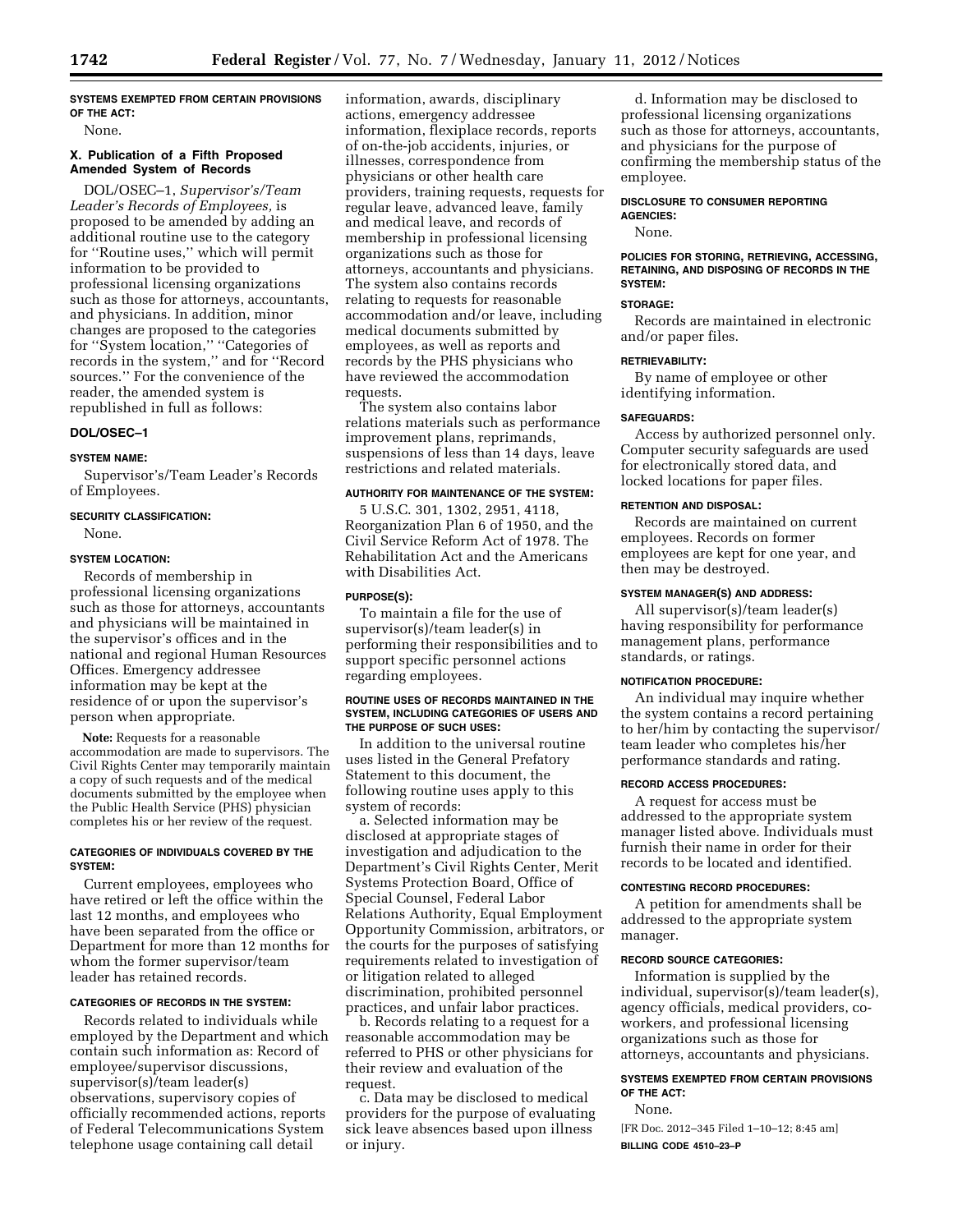**SYSTEMS EXEMPTED FROM CERTAIN PROVISIONS OF THE ACT:**

None.

### X. Publication of a Fifth Proposed Amended System of Records

DOL/OSEC–1, *Supervisor's/Team Leader's Records of Employees,* is proposed to be amended by adding an additional routine use to the category for ''Routine uses,'' which will permit information to be provided to professional licensing organizations such as those for attorneys, accountants, and physicians. In addition, minor changes are proposed to the categories for ''System location,'' ''Categories of records in the system,'' and for ''Record sources.'' For the convenience of the reader, the amended system is republished in full as follows:

#### DOL/OSEC–1

**SYSTEM NAME:**

Supervisor's/Team Leader's Records of Employees.

**SECURITY CLASSIFICATION:**

None.

**SYSTEM LOCATION:**

Records of membership in professional licensing organizations such as those for attorneys, accountants and physicians will be maintained in the supervisor's offices and in the national and regional Human Resources Offices. Emergency addressee information may be kept at the residence of or upon the supervisor's person when appropriate.

**Note:** Requests for a reasonable accommodation are made to supervisors. The Civil Rights Center may temporarily maintain a copy of such requests and of the medical documents submitted by the employee when the Public Health Service (PHS) physician completes his or her review of the request.

**CATEGORIES OF INDIVIDUALS COVERED BY THE SYSTEM:**

Current employees, employees who have retired or left the office within the last 12 months, and employees who have been separated from the office or Department for more than 12 months for whom the former supervisor/team leader has retained records.

**CATEGORIES OF RECORDS IN THE SYSTEM:**

Records related to individuals while employed by the Department and which contain such information as: Record of employee/supervisor discussions, supervisor(s)/team leader(s) observations, supervisory copies of officially recommended actions, reports of Federal Telecommunications System telephone usage containing call detail information, awards, disciplinary actions, emergency addressee information, flexiplace records, reports of on-the-job accidents, injuries, or illnesses, correspondence from physicians or other health care providers, training requests, requests for regular leave, advanced leave, family and medical leave, and records of membership in professional licensing organizations such as those for attorneys, accountants and physicians. The system also contains records relating to requests for reasonable accommodation and/or leave, including medical documents submitted by employees, as well as reports and records by the PHS physicians who have reviewed the accommodation requests.

The system also contains labor relations materials such as performance improvement plans, reprimands, suspensions of less than 14 days, leave restrictions and related materials.

**AUTHORITY FOR MAINTENANCE OF THE SYSTEM:**

5 U.S.C. 301, 1302, 2951, 4118, Reorganization Plan 6 of 1950, and the Civil Service Reform Act of 1978. The Rehabilitation Act and the Americans with Disabilities Act.

**PURPOSE(S):**

To maintain a file for the use of supervisor(s)/team leader(s) in performing their responsibilities and to support specific personnel actions regarding employees.

**ROUTINE USES OF RECORDS MAINTAINED IN THE SYSTEM, INCLUDING CATEGORIES OF USERS AND THE PURPOSE OF SUCH USES:**

In addition to the universal routine uses listed in the General Prefatory Statement to this document, the following routine uses apply to this system of records:

a. Selected information may be disclosed at appropriate stages of investigation and adjudication to the Department's Civil Rights Center, Merit Systems Protection Board, Office of Special Counsel, Federal Labor Relations Authority, Equal Employment Opportunity Commission, arbitrators, or the courts for the purposes of satisfying requirements related to investigation of or litigation related to alleged discrimination, prohibited personnel practices, and unfair labor practices.

b. Records relating to a request for a reasonable accommodation may be referred to PHS or other physicians for their review and evaluation of the request.

c. Data may be disclosed to medical providers for the purpose of evaluating sick leave absences based upon illness or injury.

d. Information may be disclosed to professional licensing organizations such as those for attorneys, accountants, and physicians for the purpose of confirming the membership status of the employee.

**DISCLOSURE TO CONSUMER REPORTING AGENCIES:**

None.

**POLICIES FOR STORING, RETRIEVING, ACCESSING, RETAINING, AND DISPOSING OF RECORDS IN THE SYSTEM:**

**STORAGE:**

Records are maintained in electronic and/or paper files.

**RETRIEVABILITY:**

By name of employee or other identifying information.

**SAFEGUARDS:**

Access by authorized personnel only. Computer security safeguards are used for electronically stored data, and locked locations for paper files.

**RETENTION AND DISPOSAL:**

Records are maintained on current employees. Records on former employees are kept for one year, and then may be destroyed.

**SYSTEM MANAGER(S) AND ADDRESS:**

All supervisor(s)/team leader(s) having responsibility for performance management plans, performance standards, or ratings.

**NOTIFICATION PROCEDURE:**

An individual may inquire whether the system contains a record pertaining to her/him by contacting the supervisor/team leader who completes his/her performance standards and rating.

**RECORD ACCESS PROCEDURES:**

A request for access must be addressed to the appropriate system manager listed above. Individuals must furnish their name in order for their records to be located and identified.

**CONTESTING RECORD PROCEDURES:**

A petition for amendments shall be addressed to the appropriate system manager.

**RECORD SOURCE CATEGORIES:**

Information is supplied by the individual, supervisor(s)/team leader(s), agency officials, medical providers, co-workers, and professional licensing organizations such as those for attorneys, accountants and physicians.

**SYSTEMS EXEMPTED FROM CERTAIN PROVISIONS OF THE ACT:**

None.

[FR Doc. 2012–345 Filed 1–10–12; 8:45 am]

**BILLING CODE 4510–23–P**